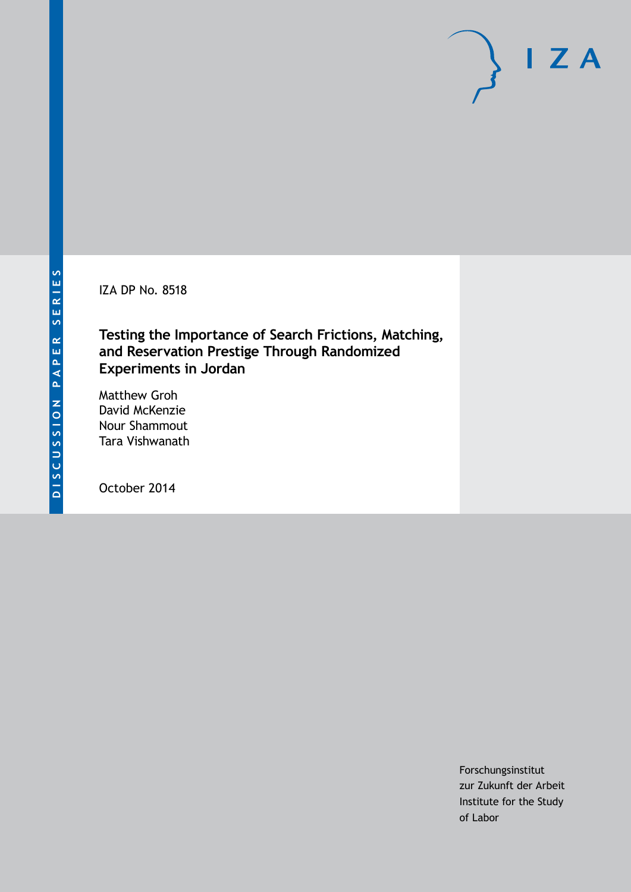DISCUSSION PAPER SERIES

IZA DP No. 8518

# Testing the Importance of Search Frictions, Matching, and Reservation Prestige Through Randomized Experiments in Jordan

Matthew Groh
David McKenzie
Nour Shammout
Tara Vishwanath

October 2014

Forschungsinstitut
zur Zukunft der Arbeit
Institute for the Study
of Labor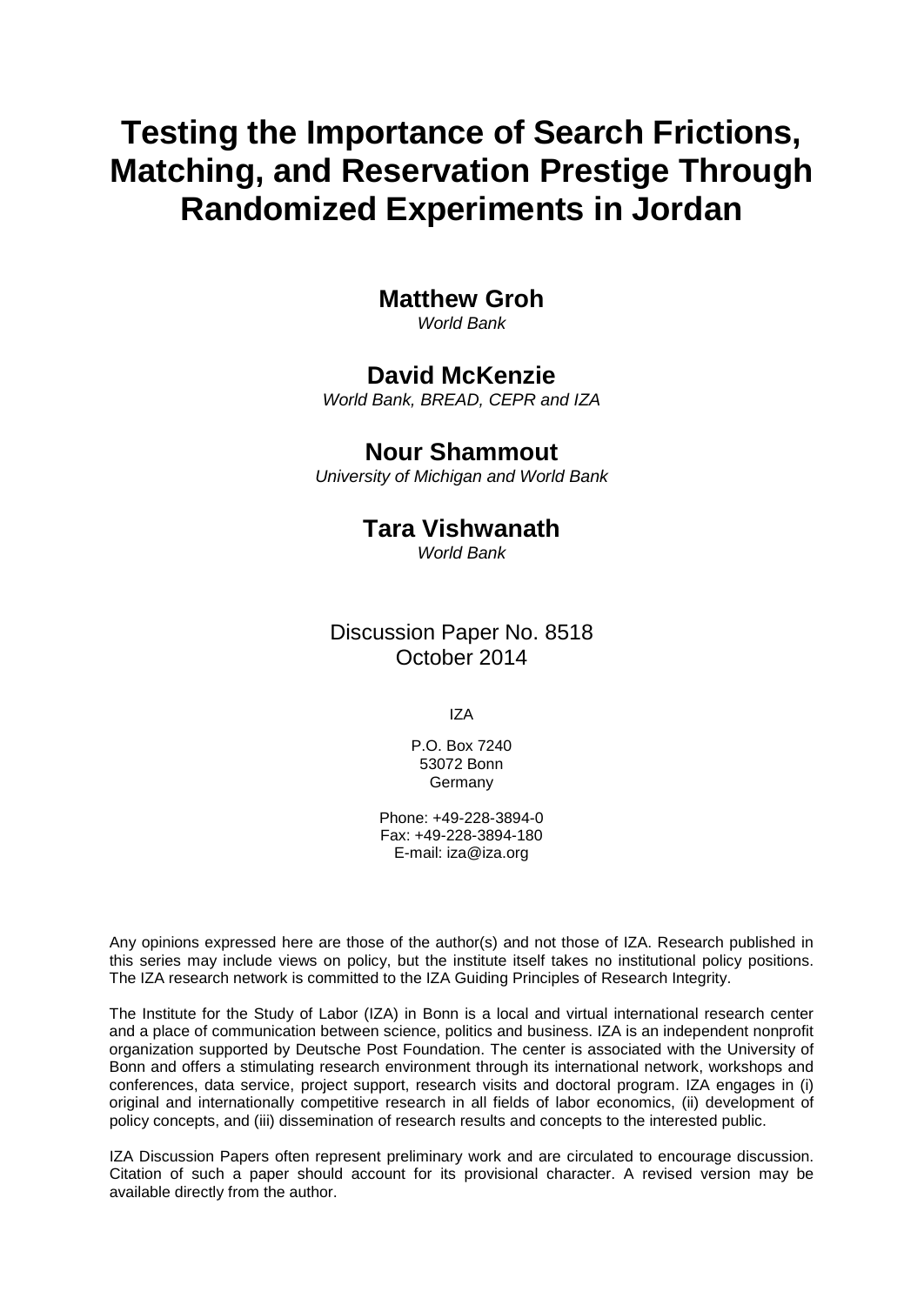# Testing the Importance of Search Frictions, Matching, and Reservation Prestige Through Randomized Experiments in Jordan

**Matthew Groh**
*World Bank*

**David McKenzie**
*World Bank, BREAD, CEPR and IZA*

**Nour Shammout**
*University of Michigan and World Bank*

**Tara Vishwanath**
*World Bank*

Discussion Paper No. 8518
October 2014

IZA

P.O. Box 7240
53072 Bonn
Germany

Phone: +49-228-3894-0
Fax: +49-228-3894-180
E-mail: iza@iza.org

Any opinions expressed here are those of the author(s) and not those of IZA. Research published in this series may include views on policy, but the institute itself takes no institutional policy positions. The IZA research network is committed to the IZA Guiding Principles of Research Integrity.

The Institute for the Study of Labor (IZA) in Bonn is a local and virtual international research center and a place of communication between science, politics and business. IZA is an independent nonprofit organization supported by Deutsche Post Foundation. The center is associated with the University of Bonn and offers a stimulating research environment through its international network, workshops and conferences, data service, project support, research visits and doctoral program. IZA engages in (i) original and internationally competitive research in all fields of labor economics, (ii) development of policy concepts, and (iii) dissemination of research results and concepts to the interested public.

IZA Discussion Papers often represent preliminary work and are circulated to encourage discussion. Citation of such a paper should account for its provisional character. A revised version may be available directly from the author.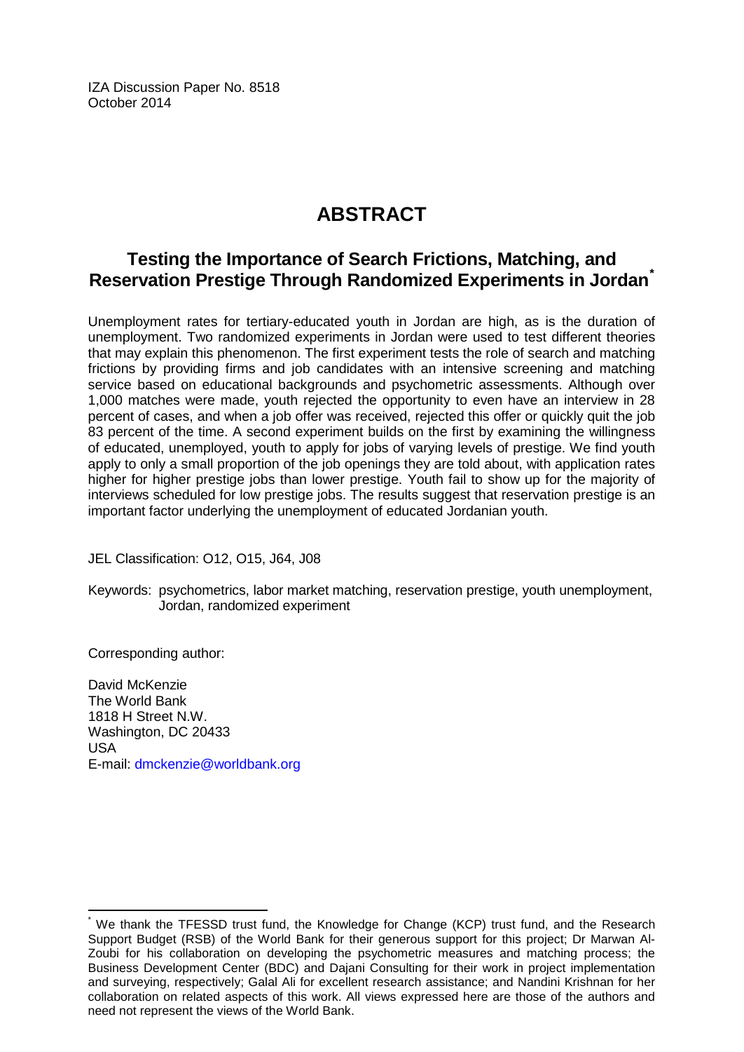IZA Discussion Paper No. 8518
October 2014

# ABSTRACT

## Testing the Importance of Search Frictions, Matching, and Reservation Prestige Through Randomized Experiments in Jordan[*]

Unemployment rates for tertiary-educated youth in Jordan are high, as is the duration of unemployment. Two randomized experiments in Jordan were used to test different theories that may explain this phenomenon. The first experiment tests the role of search and matching frictions by providing firms and job candidates with an intensive screening and matching service based on educational backgrounds and psychometric assessments. Although over 1,000 matches were made, youth rejected the opportunity to even have an interview in 28 percent of cases, and when a job offer was received, rejected this offer or quickly quit the job 83 percent of the time. A second experiment builds on the first by examining the willingness of educated, unemployed, youth to apply for jobs of varying levels of prestige. We find youth apply to only a small proportion of the job openings they are told about, with application rates higher for higher prestige jobs than lower prestige. Youth fail to show up for the majority of interviews scheduled for low prestige jobs. The results suggest that reservation prestige is an important factor underlying the unemployment of educated Jordanian youth.

JEL Classification: O12, O15, J64, J08

Keywords: psychometrics, labor market matching, reservation prestige, youth unemployment, Jordan, randomized experiment

Corresponding author:

David McKenzie
The World Bank
1818 H Street N.W.
Washington, DC 20433
USA
E-mail: dmckenzie@worldbank.org

[*] We thank the TFESSD trust fund, the Knowledge for Change (KCP) trust fund, and the Research Support Budget (RSB) of the World Bank for their generous support for this project; Dr Marwan Al-Zoubi for his collaboration on developing the psychometric measures and matching process; the Business Development Center (BDC) and Dajani Consulting for their work in project implementation and surveying, respectively; Galal Ali for excellent research assistance; and Nandini Krishnan for her collaboration on related aspects of this work. All views expressed here are those of the authors and need not represent the views of the World Bank.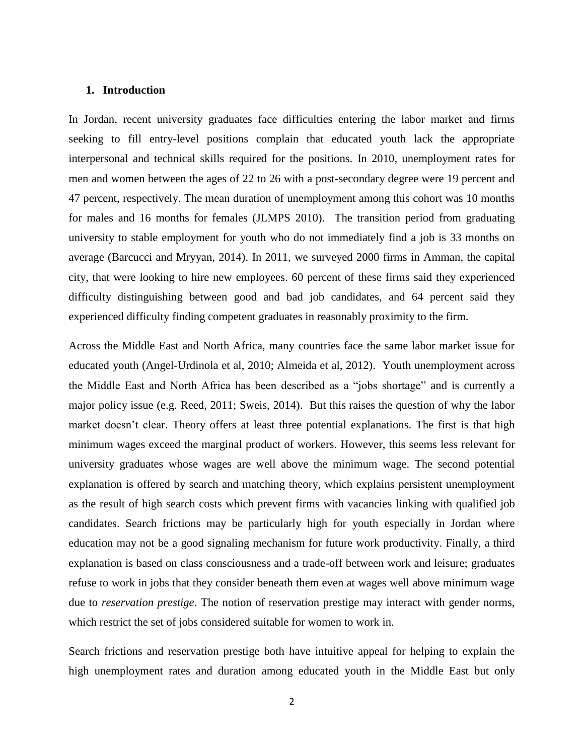## 1. Introduction

In Jordan, recent university graduates face difficulties entering the labor market and firms seeking to fill entry-level positions complain that educated youth lack the appropriate interpersonal and technical skills required for the positions. In 2010, unemployment rates for men and women between the ages of 22 to 26 with a post-secondary degree were 19 percent and 47 percent, respectively. The mean duration of unemployment among this cohort was 10 months for males and 16 months for females (JLMPS 2010). The transition period from graduating university to stable employment for youth who do not immediately find a job is 33 months on average (Barcucci and Mryyan, 2014). In 2011, we surveyed 2000 firms in Amman, the capital city, that were looking to hire new employees. 60 percent of these firms said they experienced difficulty distinguishing between good and bad job candidates, and 64 percent said they experienced difficulty finding competent graduates in reasonably proximity to the firm.

Across the Middle East and North Africa, many countries face the same labor market issue for educated youth (Angel-Urdinola et al, 2010; Almeida et al, 2012). Youth unemployment across the Middle East and North Africa has been described as a "jobs shortage" and is currently a major policy issue (e.g. Reed, 2011; Sweis, 2014). But this raises the question of why the labor market doesn't clear. Theory offers at least three potential explanations. The first is that high minimum wages exceed the marginal product of workers. However, this seems less relevant for university graduates whose wages are well above the minimum wage. The second potential explanation is offered by search and matching theory, which explains persistent unemployment as the result of high search costs which prevent firms with vacancies linking with qualified job candidates. Search frictions may be particularly high for youth especially in Jordan where education may not be a good signaling mechanism for future work productivity. Finally, a third explanation is based on class consciousness and a trade-off between work and leisure; graduates refuse to work in jobs that they consider beneath them even at wages well above minimum wage due to *reservation prestige*. The notion of reservation prestige may interact with gender norms, which restrict the set of jobs considered suitable for women to work in.

Search frictions and reservation prestige both have intuitive appeal for helping to explain the high unemployment rates and duration among educated youth in the Middle East but only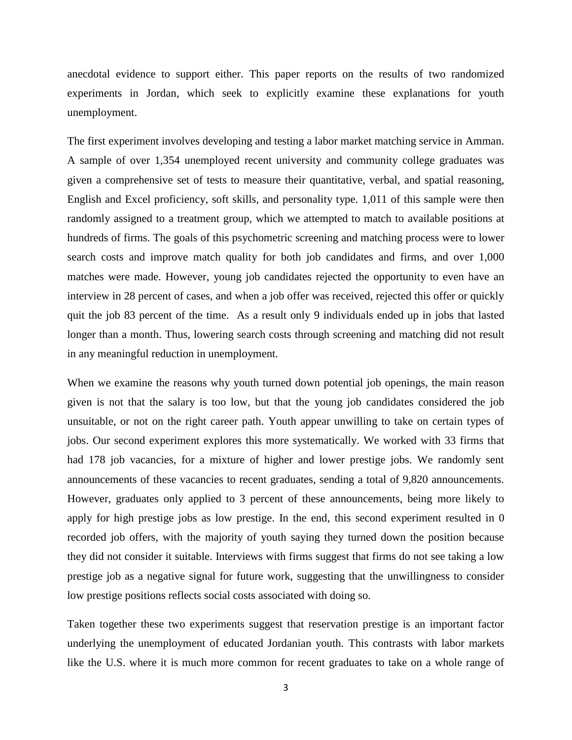anecdotal evidence to support either. This paper reports on the results of two randomized experiments in Jordan, which seek to explicitly examine these explanations for youth unemployment.

The first experiment involves developing and testing a labor market matching service in Amman. A sample of over 1,354 unemployed recent university and community college graduates was given a comprehensive set of tests to measure their quantitative, verbal, and spatial reasoning, English and Excel proficiency, soft skills, and personality type. 1,011 of this sample were then randomly assigned to a treatment group, which we attempted to match to available positions at hundreds of firms. The goals of this psychometric screening and matching process were to lower search costs and improve match quality for both job candidates and firms, and over 1,000 matches were made. However, young job candidates rejected the opportunity to even have an interview in 28 percent of cases, and when a job offer was received, rejected this offer or quickly quit the job 83 percent of the time. As a result only 9 individuals ended up in jobs that lasted longer than a month. Thus, lowering search costs through screening and matching did not result in any meaningful reduction in unemployment.

When we examine the reasons why youth turned down potential job openings, the main reason given is not that the salary is too low, but that the young job candidates considered the job unsuitable, or not on the right career path. Youth appear unwilling to take on certain types of jobs. Our second experiment explores this more systematically. We worked with 33 firms that had 178 job vacancies, for a mixture of higher and lower prestige jobs. We randomly sent announcements of these vacancies to recent graduates, sending a total of 9,820 announcements. However, graduates only applied to 3 percent of these announcements, being more likely to apply for high prestige jobs as low prestige. In the end, this second experiment resulted in 0 recorded job offers, with the majority of youth saying they turned down the position because they did not consider it suitable. Interviews with firms suggest that firms do not see taking a low prestige job as a negative signal for future work, suggesting that the unwillingness to consider low prestige positions reflects social costs associated with doing so.

Taken together these two experiments suggest that reservation prestige is an important factor underlying the unemployment of educated Jordanian youth. This contrasts with labor markets like the U.S. where it is much more common for recent graduates to take on a whole range of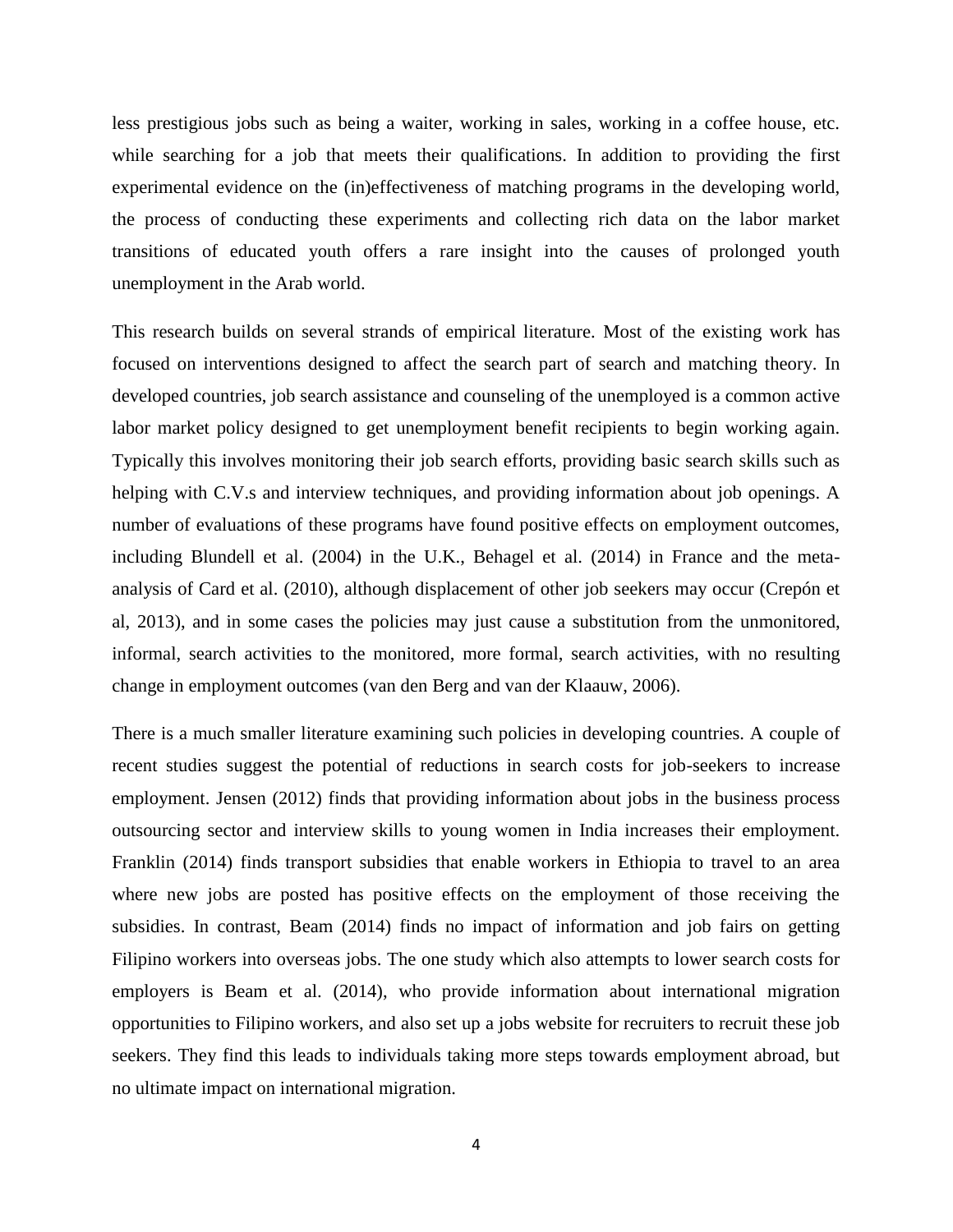less prestigious jobs such as being a waiter, working in sales, working in a coffee house, etc. while searching for a job that meets their qualifications. In addition to providing the first experimental evidence on the (in)effectiveness of matching programs in the developing world, the process of conducting these experiments and collecting rich data on the labor market transitions of educated youth offers a rare insight into the causes of prolonged youth unemployment in the Arab world.

This research builds on several strands of empirical literature. Most of the existing work has focused on interventions designed to affect the search part of search and matching theory. In developed countries, job search assistance and counseling of the unemployed is a common active labor market policy designed to get unemployment benefit recipients to begin working again. Typically this involves monitoring their job search efforts, providing basic search skills such as helping with C.V.s and interview techniques, and providing information about job openings. A number of evaluations of these programs have found positive effects on employment outcomes, including Blundell et al. (2004) in the U.K., Behagel et al. (2014) in France and the meta-analysis of Card et al. (2010), although displacement of other job seekers may occur (Crepón et al, 2013), and in some cases the policies may just cause a substitution from the unmonitored, informal, search activities to the monitored, more formal, search activities, with no resulting change in employment outcomes (van den Berg and van der Klaauw, 2006).

There is a much smaller literature examining such policies in developing countries. A couple of recent studies suggest the potential of reductions in search costs for job-seekers to increase employment. Jensen (2012) finds that providing information about jobs in the business process outsourcing sector and interview skills to young women in India increases their employment. Franklin (2014) finds transport subsidies that enable workers in Ethiopia to travel to an area where new jobs are posted has positive effects on the employment of those receiving the subsidies. In contrast, Beam (2014) finds no impact of information and job fairs on getting Filipino workers into overseas jobs. The one study which also attempts to lower search costs for employers is Beam et al. (2014), who provide information about international migration opportunities to Filipino workers, and also set up a jobs website for recruiters to recruit these job seekers. They find this leads to individuals taking more steps towards employment abroad, but no ultimate impact on international migration.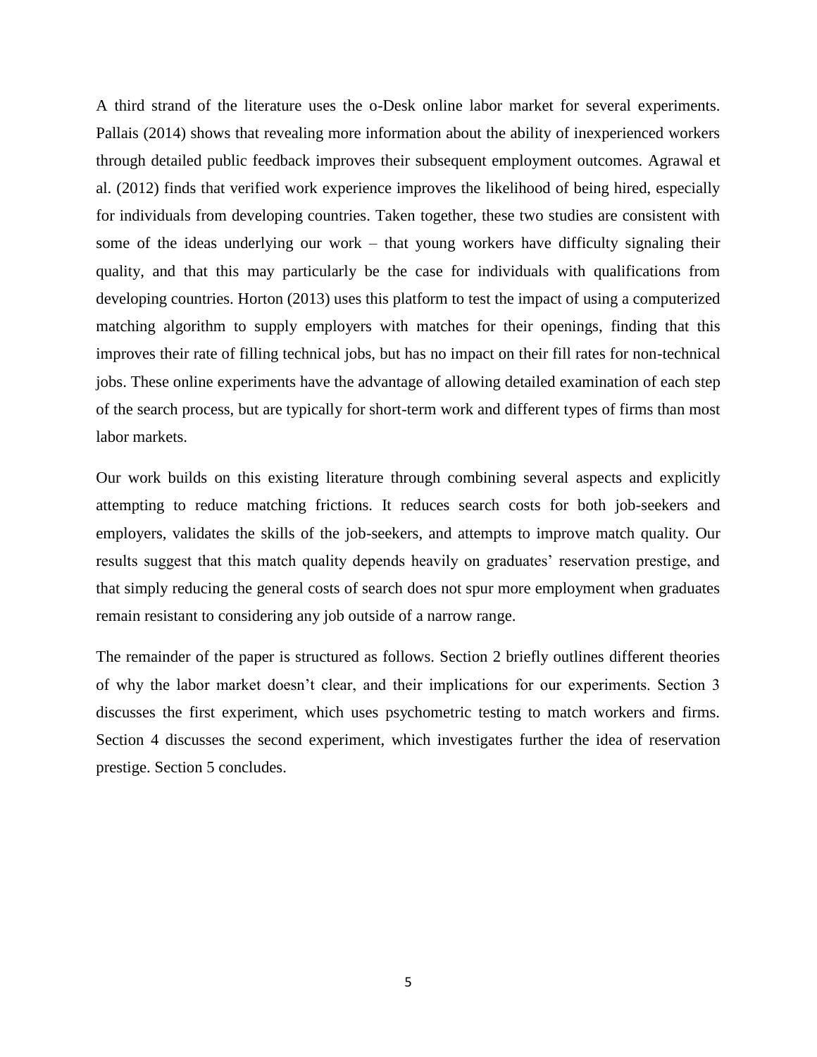A third strand of the literature uses the o-Desk online labor market for several experiments. Pallais (2014) shows that revealing more information about the ability of inexperienced workers through detailed public feedback improves their subsequent employment outcomes. Agrawal et al. (2012) finds that verified work experience improves the likelihood of being hired, especially for individuals from developing countries. Taken together, these two studies are consistent with some of the ideas underlying our work – that young workers have difficulty signaling their quality, and that this may particularly be the case for individuals with qualifications from developing countries. Horton (2013) uses this platform to test the impact of using a computerized matching algorithm to supply employers with matches for their openings, finding that this improves their rate of filling technical jobs, but has no impact on their fill rates for non-technical jobs. These online experiments have the advantage of allowing detailed examination of each step of the search process, but are typically for short-term work and different types of firms than most labor markets.

Our work builds on this existing literature through combining several aspects and explicitly attempting to reduce matching frictions. It reduces search costs for both job-seekers and employers, validates the skills of the job-seekers, and attempts to improve match quality. Our results suggest that this match quality depends heavily on graduates' reservation prestige, and that simply reducing the general costs of search does not spur more employment when graduates remain resistant to considering any job outside of a narrow range.

The remainder of the paper is structured as follows. Section 2 briefly outlines different theories of why the labor market doesn't clear, and their implications for our experiments. Section 3 discusses the first experiment, which uses psychometric testing to match workers and firms. Section 4 discusses the second experiment, which investigates further the idea of reservation prestige. Section 5 concludes.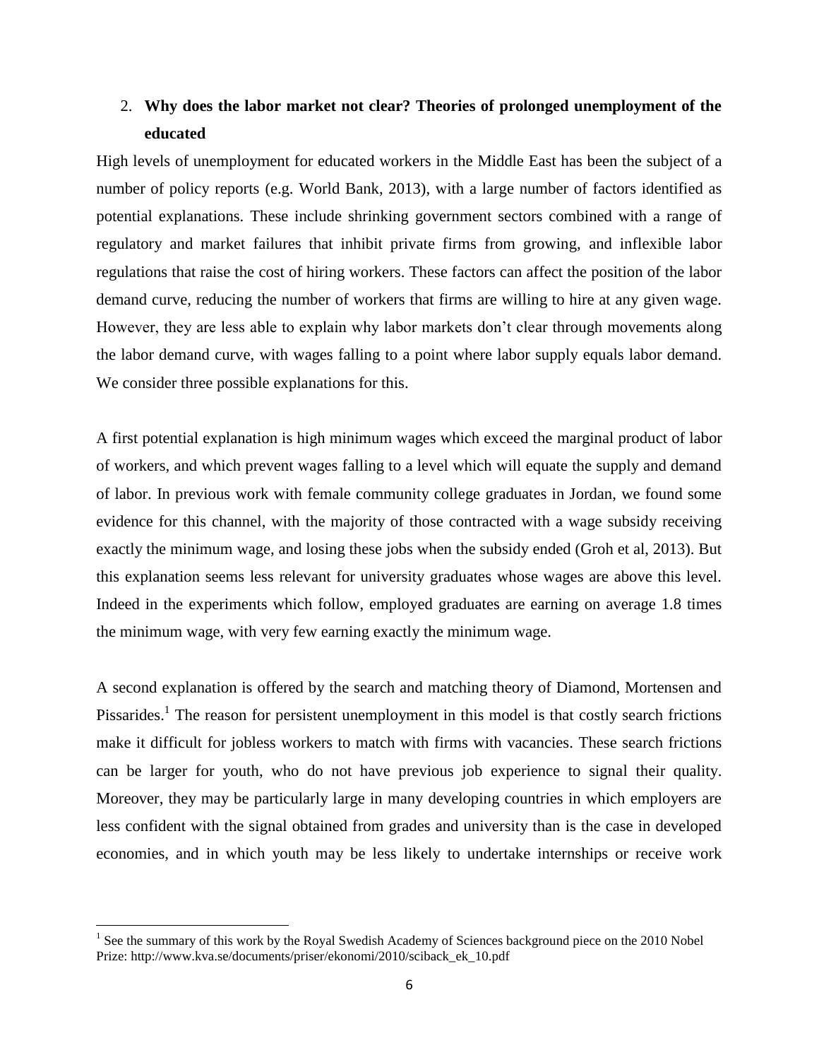## 2. Why does the labor market not clear? Theories of prolonged unemployment of the educated

High levels of unemployment for educated workers in the Middle East has been the subject of a number of policy reports (e.g. World Bank, 2013), with a large number of factors identified as potential explanations. These include shrinking government sectors combined with a range of regulatory and market failures that inhibit private firms from growing, and inflexible labor regulations that raise the cost of hiring workers. These factors can affect the position of the labor demand curve, reducing the number of workers that firms are willing to hire at any given wage. However, they are less able to explain why labor markets don't clear through movements along the labor demand curve, with wages falling to a point where labor supply equals labor demand. We consider three possible explanations for this.

A first potential explanation is high minimum wages which exceed the marginal product of labor of workers, and which prevent wages falling to a level which will equate the supply and demand of labor. In previous work with female community college graduates in Jordan, we found some evidence for this channel, with the majority of those contracted with a wage subsidy receiving exactly the minimum wage, and losing these jobs when the subsidy ended (Groh et al, 2013). But this explanation seems less relevant for university graduates whose wages are above this level. Indeed in the experiments which follow, employed graduates are earning on average 1.8 times the minimum wage, with very few earning exactly the minimum wage.

A second explanation is offered by the search and matching theory of Diamond, Mortensen and Pissarides.[1] The reason for persistent unemployment in this model is that costly search frictions make it difficult for jobless workers to match with firms with vacancies. These search frictions can be larger for youth, who do not have previous job experience to signal their quality. Moreover, they may be particularly large in many developing countries in which employers are less confident with the signal obtained from grades and university than is the case in developed economies, and in which youth may be less likely to undertake internships or receive work

[1] See the summary of this work by the Royal Swedish Academy of Sciences background piece on the 2010 Nobel Prize: http://www.kva.se/documents/priser/ekonomi/2010/sciback_ek_10.pdf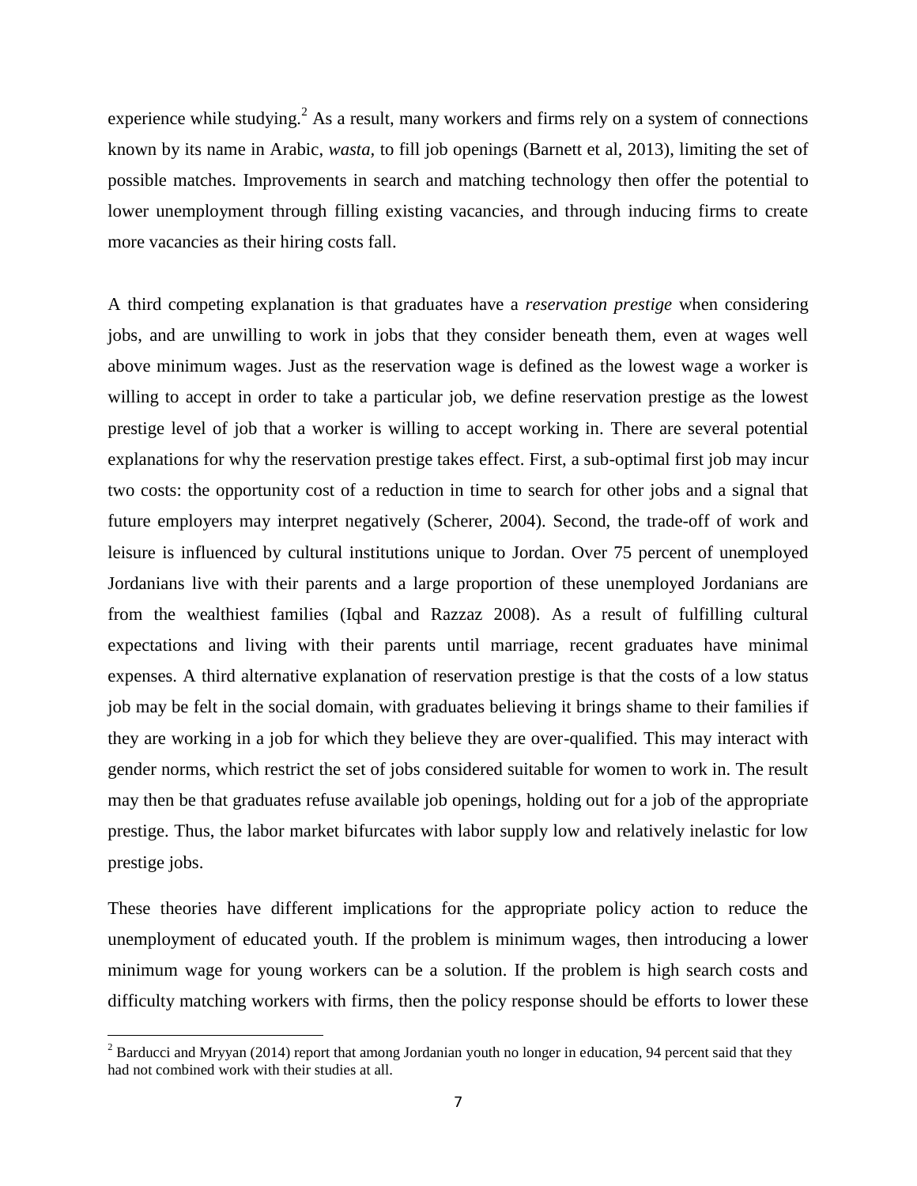experience while studying.[2] As a result, many workers and firms rely on a system of connections known by its name in Arabic, *wasta,* to fill job openings (Barnett et al, 2013), limiting the set of possible matches. Improvements in search and matching technology then offer the potential to lower unemployment through filling existing vacancies, and through inducing firms to create more vacancies as their hiring costs fall.

A third competing explanation is that graduates have a *reservation prestige* when considering jobs, and are unwilling to work in jobs that they consider beneath them, even at wages well above minimum wages. Just as the reservation wage is defined as the lowest wage a worker is willing to accept in order to take a particular job, we define reservation prestige as the lowest prestige level of job that a worker is willing to accept working in. There are several potential explanations for why the reservation prestige takes effect. First, a sub-optimal first job may incur two costs: the opportunity cost of a reduction in time to search for other jobs and a signal that future employers may interpret negatively (Scherer, 2004). Second, the trade-off of work and leisure is influenced by cultural institutions unique to Jordan. Over 75 percent of unemployed Jordanians live with their parents and a large proportion of these unemployed Jordanians are from the wealthiest families (Iqbal and Razzaz 2008). As a result of fulfilling cultural expectations and living with their parents until marriage, recent graduates have minimal expenses. A third alternative explanation of reservation prestige is that the costs of a low status job may be felt in the social domain, with graduates believing it brings shame to their families if they are working in a job for which they believe they are over-qualified. This may interact with gender norms, which restrict the set of jobs considered suitable for women to work in. The result may then be that graduates refuse available job openings, holding out for a job of the appropriate prestige. Thus, the labor market bifurcates with labor supply low and relatively inelastic for low prestige jobs.

These theories have different implications for the appropriate policy action to reduce the unemployment of educated youth. If the problem is minimum wages, then introducing a lower minimum wage for young workers can be a solution. If the problem is high search costs and difficulty matching workers with firms, then the policy response should be efforts to lower these

[2] Barducci and Mryyan (2014) report that among Jordanian youth no longer in education, 94 percent said that they had not combined work with their studies at all.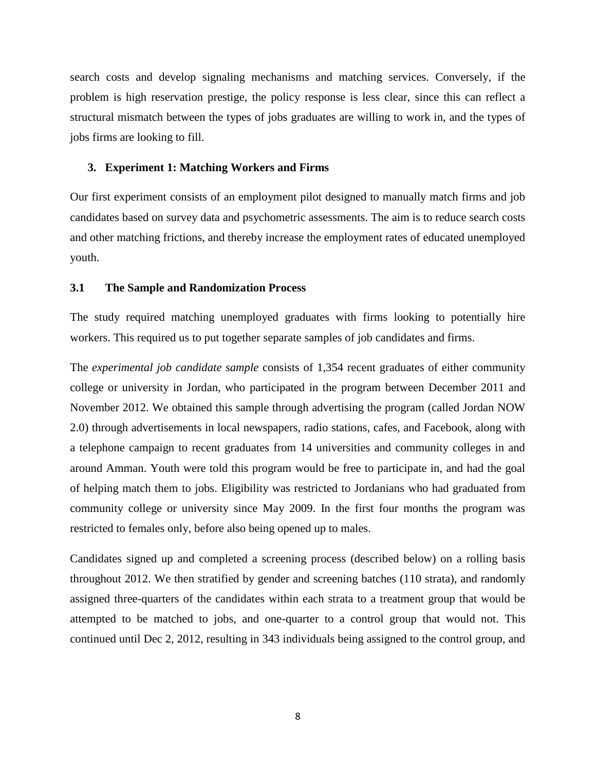search costs and develop signaling mechanisms and matching services. Conversely, if the problem is high reservation prestige, the policy response is less clear, since this can reflect a structural mismatch between the types of jobs graduates are willing to work in, and the types of jobs firms are looking to fill.

## 3. Experiment 1: Matching Workers and Firms

Our first experiment consists of an employment pilot designed to manually match firms and job candidates based on survey data and psychometric assessments. The aim is to reduce search costs and other matching frictions, and thereby increase the employment rates of educated unemployed youth.

### 3.1 The Sample and Randomization Process

The study required matching unemployed graduates with firms looking to potentially hire workers. This required us to put together separate samples of job candidates and firms.

The *experimental job candidate sample* consists of 1,354 recent graduates of either community college or university in Jordan, who participated in the program between December 2011 and November 2012. We obtained this sample through advertising the program (called Jordan NOW 2.0) through advertisements in local newspapers, radio stations, cafes, and Facebook, along with a telephone campaign to recent graduates from 14 universities and community colleges in and around Amman. Youth were told this program would be free to participate in, and had the goal of helping match them to jobs. Eligibility was restricted to Jordanians who had graduated from community college or university since May 2009. In the first four months the program was restricted to females only, before also being opened up to males.

Candidates signed up and completed a screening process (described below) on a rolling basis throughout 2012. We then stratified by gender and screening batches (110 strata), and randomly assigned three-quarters of the candidates within each strata to a treatment group that would be attempted to be matched to jobs, and one-quarter to a control group that would not. This continued until Dec 2, 2012, resulting in 343 individuals being assigned to the control group, and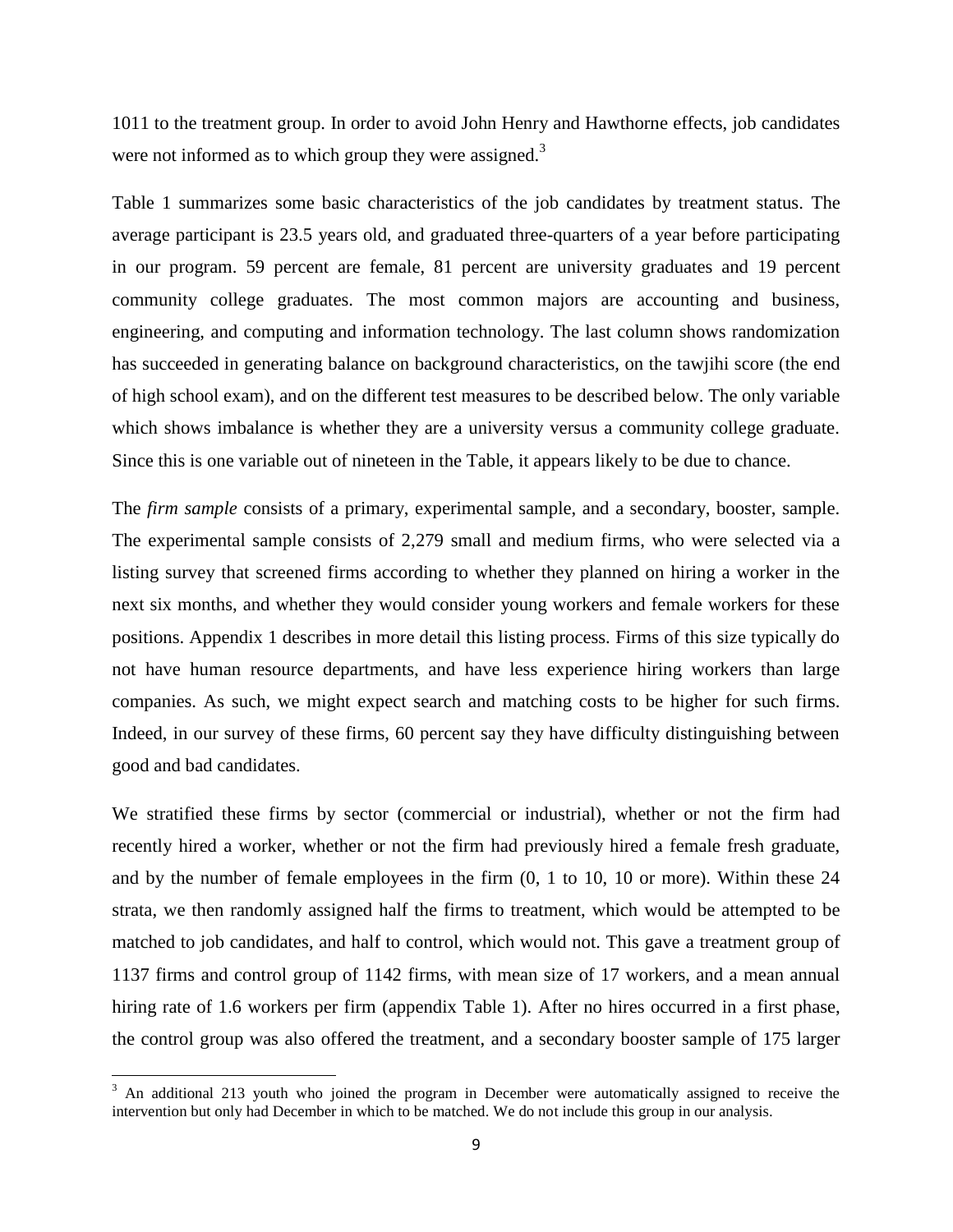1011 to the treatment group. In order to avoid John Henry and Hawthorne effects, job candidates were not informed as to which group they were assigned.[3]

Table 1 summarizes some basic characteristics of the job candidates by treatment status. The average participant is 23.5 years old, and graduated three-quarters of a year before participating in our program. 59 percent are female, 81 percent are university graduates and 19 percent community college graduates. The most common majors are accounting and business, engineering, and computing and information technology. The last column shows randomization has succeeded in generating balance on background characteristics, on the tawjihi score (the end of high school exam), and on the different test measures to be described below. The only variable which shows imbalance is whether they are a university versus a community college graduate. Since this is one variable out of nineteen in the Table, it appears likely to be due to chance.

The *firm sample* consists of a primary, experimental sample, and a secondary, booster, sample. The experimental sample consists of 2,279 small and medium firms, who were selected via a listing survey that screened firms according to whether they planned on hiring a worker in the next six months, and whether they would consider young workers and female workers for these positions. Appendix 1 describes in more detail this listing process. Firms of this size typically do not have human resource departments, and have less experience hiring workers than large companies. As such, we might expect search and matching costs to be higher for such firms. Indeed, in our survey of these firms, 60 percent say they have difficulty distinguishing between good and bad candidates.

We stratified these firms by sector (commercial or industrial), whether or not the firm had recently hired a worker, whether or not the firm had previously hired a female fresh graduate, and by the number of female employees in the firm (0, 1 to 10, 10 or more). Within these 24 strata, we then randomly assigned half the firms to treatment, which would be attempted to be matched to job candidates, and half to control, which would not. This gave a treatment group of 1137 firms and control group of 1142 firms, with mean size of 17 workers, and a mean annual hiring rate of 1.6 workers per firm (appendix Table 1). After no hires occurred in a first phase, the control group was also offered the treatment, and a secondary booster sample of 175 larger

[3] An additional 213 youth who joined the program in December were automatically assigned to receive the intervention but only had December in which to be matched. We do not include this group in our analysis.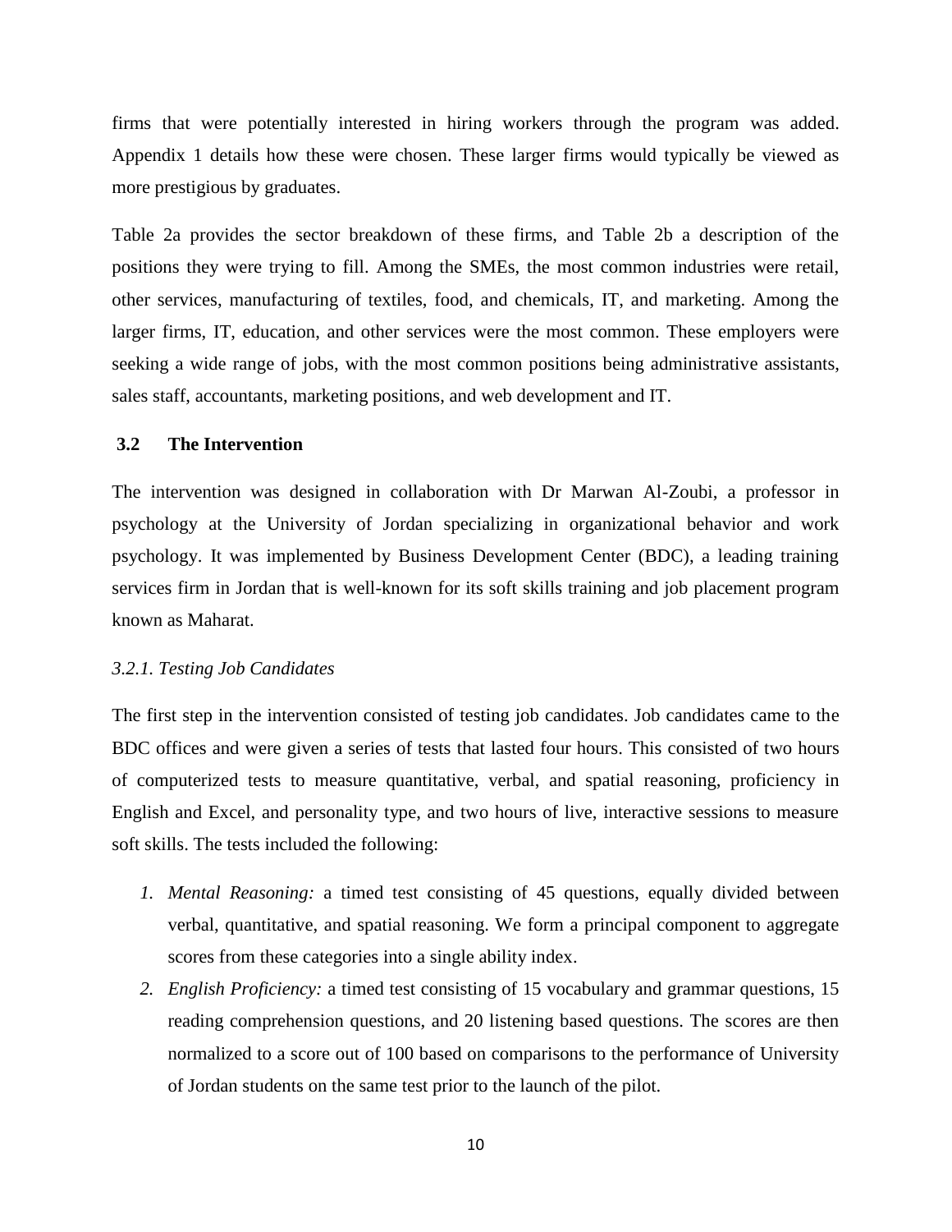firms that were potentially interested in hiring workers through the program was added. Appendix 1 details how these were chosen. These larger firms would typically be viewed as more prestigious by graduates.

Table 2a provides the sector breakdown of these firms, and Table 2b a description of the positions they were trying to fill. Among the SMEs, the most common industries were retail, other services, manufacturing of textiles, food, and chemicals, IT, and marketing. Among the larger firms, IT, education, and other services were the most common. These employers were seeking a wide range of jobs, with the most common positions being administrative assistants, sales staff, accountants, marketing positions, and web development and IT.

### 3.2 The Intervention

The intervention was designed in collaboration with Dr Marwan Al-Zoubi, a professor in psychology at the University of Jordan specializing in organizational behavior and work psychology. It was implemented by Business Development Center (BDC), a leading training services firm in Jordan that is well-known for its soft skills training and job placement program known as Maharat.

#### *3.2.1. Testing Job Candidates*

The first step in the intervention consisted of testing job candidates. Job candidates came to the BDC offices and were given a series of tests that lasted four hours. This consisted of two hours of computerized tests to measure quantitative, verbal, and spatial reasoning, proficiency in English and Excel, and personality type, and two hours of live, interactive sessions to measure soft skills. The tests included the following:

1. *Mental Reasoning:* a timed test consisting of 45 questions, equally divided between verbal, quantitative, and spatial reasoning. We form a principal component to aggregate scores from these categories into a single ability index.
2. *English Proficiency:* a timed test consisting of 15 vocabulary and grammar questions, 15 reading comprehension questions, and 20 listening based questions. The scores are then normalized to a score out of 100 based on comparisons to the performance of University of Jordan students on the same test prior to the launch of the pilot.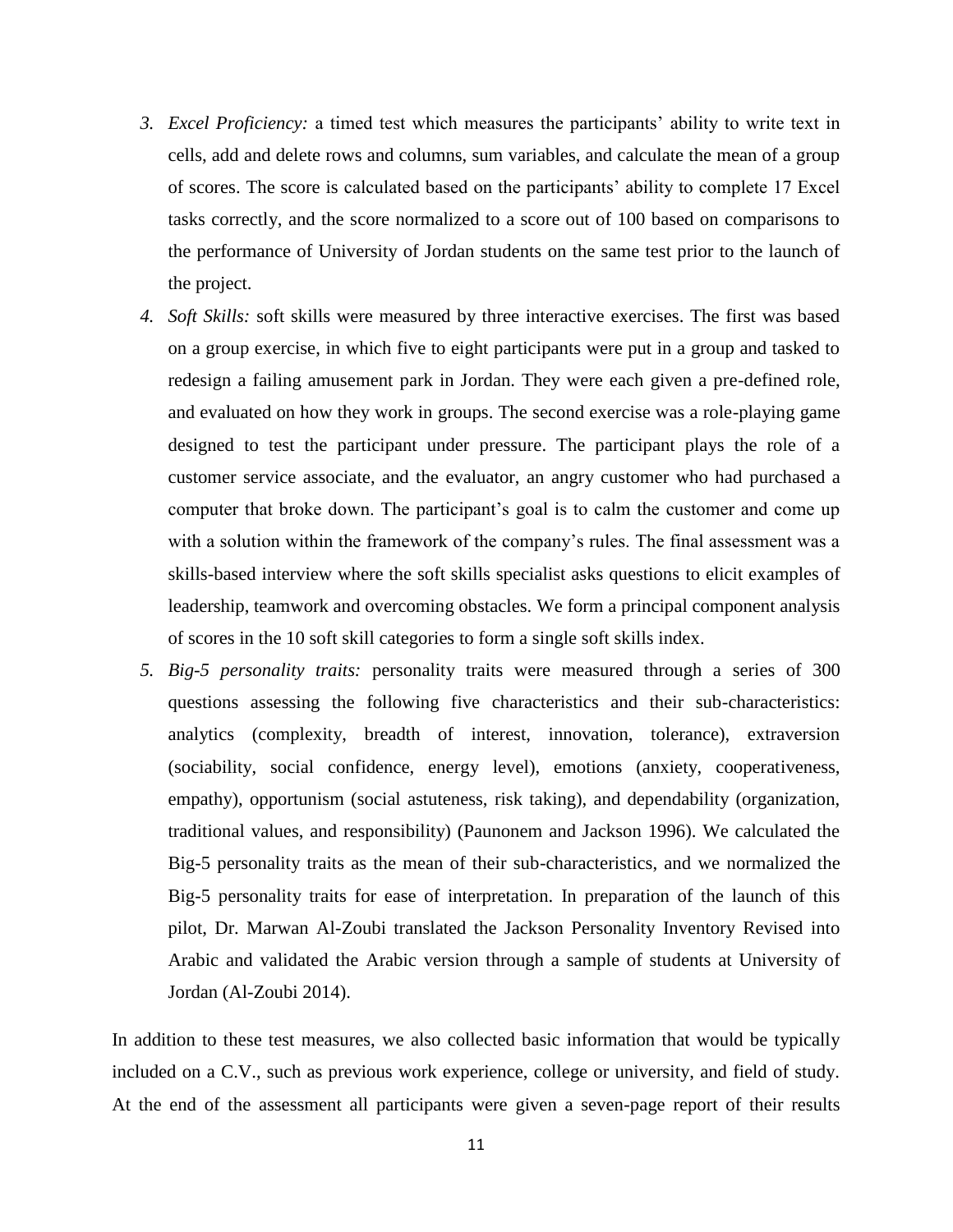3. *Excel Proficiency:* a timed test which measures the participants' ability to write text in cells, add and delete rows and columns, sum variables, and calculate the mean of a group of scores. The score is calculated based on the participants' ability to complete 17 Excel tasks correctly, and the score normalized to a score out of 100 based on comparisons to the performance of University of Jordan students on the same test prior to the launch of the project.
4. *Soft Skills:* soft skills were measured by three interactive exercises. The first was based on a group exercise, in which five to eight participants were put in a group and tasked to redesign a failing amusement park in Jordan. They were each given a pre-defined role, and evaluated on how they work in groups. The second exercise was a role-playing game designed to test the participant under pressure. The participant plays the role of a customer service associate, and the evaluator, an angry customer who had purchased a computer that broke down. The participant's goal is to calm the customer and come up with a solution within the framework of the company's rules. The final assessment was a skills-based interview where the soft skills specialist asks questions to elicit examples of leadership, teamwork and overcoming obstacles. We form a principal component analysis of scores in the 10 soft skill categories to form a single soft skills index.
5. *Big-5 personality traits:* personality traits were measured through a series of 300 questions assessing the following five characteristics and their sub-characteristics: analytics (complexity, breadth of interest, innovation, tolerance), extraversion (sociability, social confidence, energy level), emotions (anxiety, cooperativeness, empathy), opportunism (social astuteness, risk taking), and dependability (organization, traditional values, and responsibility) (Paunonem and Jackson 1996). We calculated the Big-5 personality traits as the mean of their sub-characteristics, and we normalized the Big-5 personality traits for ease of interpretation. In preparation of the launch of this pilot, Dr. Marwan Al-Zoubi translated the Jackson Personality Inventory Revised into Arabic and validated the Arabic version through a sample of students at University of Jordan (Al-Zoubi 2014).

In addition to these test measures, we also collected basic information that would be typically included on a C.V., such as previous work experience, college or university, and field of study. At the end of the assessment all participants were given a seven-page report of their results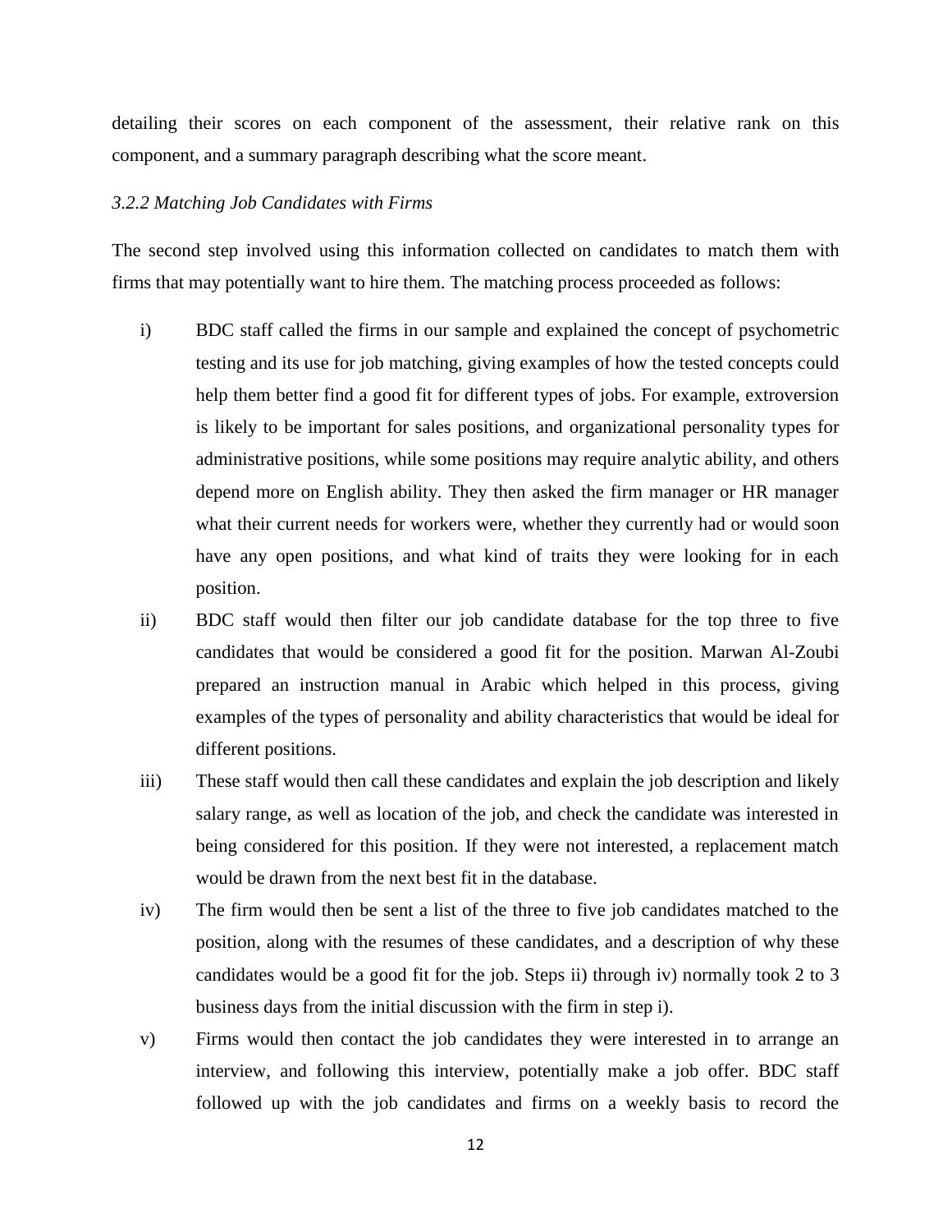detailing their scores on each component of the assessment, their relative rank on this component, and a summary paragraph describing what the score meant.

### *3.2.2 Matching Job Candidates with Firms*

The second step involved using this information collected on candidates to match them with firms that may potentially want to hire them. The matching process proceeded as follows:

i) BDC staff called the firms in our sample and explained the concept of psychometric testing and its use for job matching, giving examples of how the tested concepts could help them better find a good fit for different types of jobs. For example, extroversion is likely to be important for sales positions, and organizational personality types for administrative positions, while some positions may require analytic ability, and others depend more on English ability. They then asked the firm manager or HR manager what their current needs for workers were, whether they currently had or would soon have any open positions, and what kind of traits they were looking for in each position.

ii) BDC staff would then filter our job candidate database for the top three to five candidates that would be considered a good fit for the position. Marwan Al-Zoubi prepared an instruction manual in Arabic which helped in this process, giving examples of the types of personality and ability characteristics that would be ideal for different positions.

iii) These staff would then call these candidates and explain the job description and likely salary range, as well as location of the job, and check the candidate was interested in being considered for this position. If they were not interested, a replacement match would be drawn from the next best fit in the database.

iv) The firm would then be sent a list of the three to five job candidates matched to the position, along with the resumes of these candidates, and a description of why these candidates would be a good fit for the job. Steps ii) through iv) normally took 2 to 3 business days from the initial discussion with the firm in step i).

v) Firms would then contact the job candidates they were interested in to arrange an interview, and following this interview, potentially make a job offer. BDC staff followed up with the job candidates and firms on a weekly basis to record the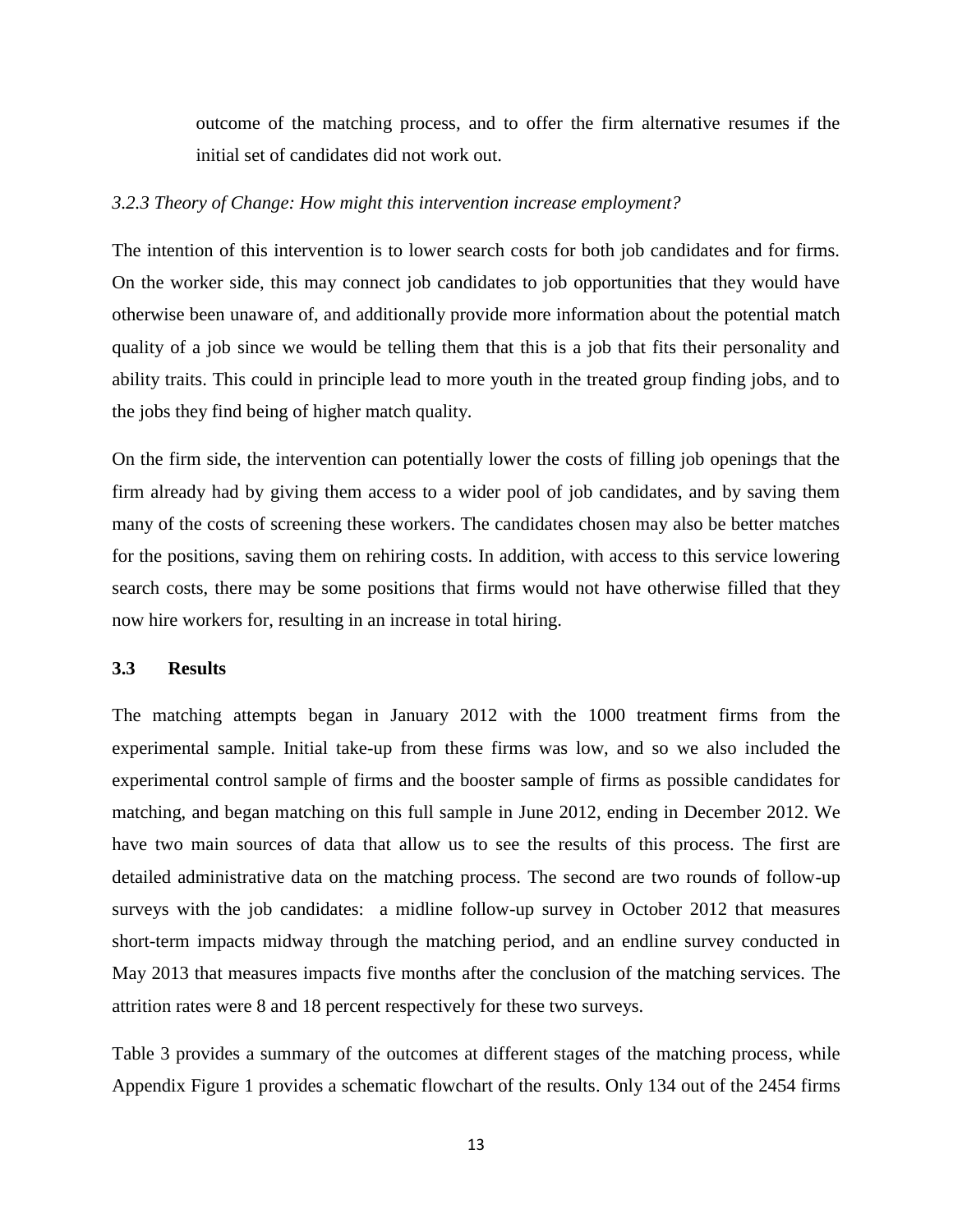outcome of the matching process, and to offer the firm alternative resumes if the initial set of candidates did not work out.

### *3.2.3 Theory of Change: How might this intervention increase employment?*

The intention of this intervention is to lower search costs for both job candidates and for firms. On the worker side, this may connect job candidates to job opportunities that they would have otherwise been unaware of, and additionally provide more information about the potential match quality of a job since we would be telling them that this is a job that fits their personality and ability traits. This could in principle lead to more youth in the treated group finding jobs, and to the jobs they find being of higher match quality.

On the firm side, the intervention can potentially lower the costs of filling job openings that the firm already had by giving them access to a wider pool of job candidates, and by saving them many of the costs of screening these workers. The candidates chosen may also be better matches for the positions, saving them on rehiring costs. In addition, with access to this service lowering search costs, there may be some positions that firms would not have otherwise filled that they now hire workers for, resulting in an increase in total hiring.

## 3.3 Results

The matching attempts began in January 2012 with the 1000 treatment firms from the experimental sample. Initial take-up from these firms was low, and so we also included the experimental control sample of firms and the booster sample of firms as possible candidates for matching, and began matching on this full sample in June 2012, ending in December 2012. We have two main sources of data that allow us to see the results of this process. The first are detailed administrative data on the matching process. The second are two rounds of follow-up surveys with the job candidates: a midline follow-up survey in October 2012 that measures short-term impacts midway through the matching period, and an endline survey conducted in May 2013 that measures impacts five months after the conclusion of the matching services. The attrition rates were 8 and 18 percent respectively for these two surveys.

Table 3 provides a summary of the outcomes at different stages of the matching process, while Appendix Figure 1 provides a schematic flowchart of the results. Only 134 out of the 2454 firms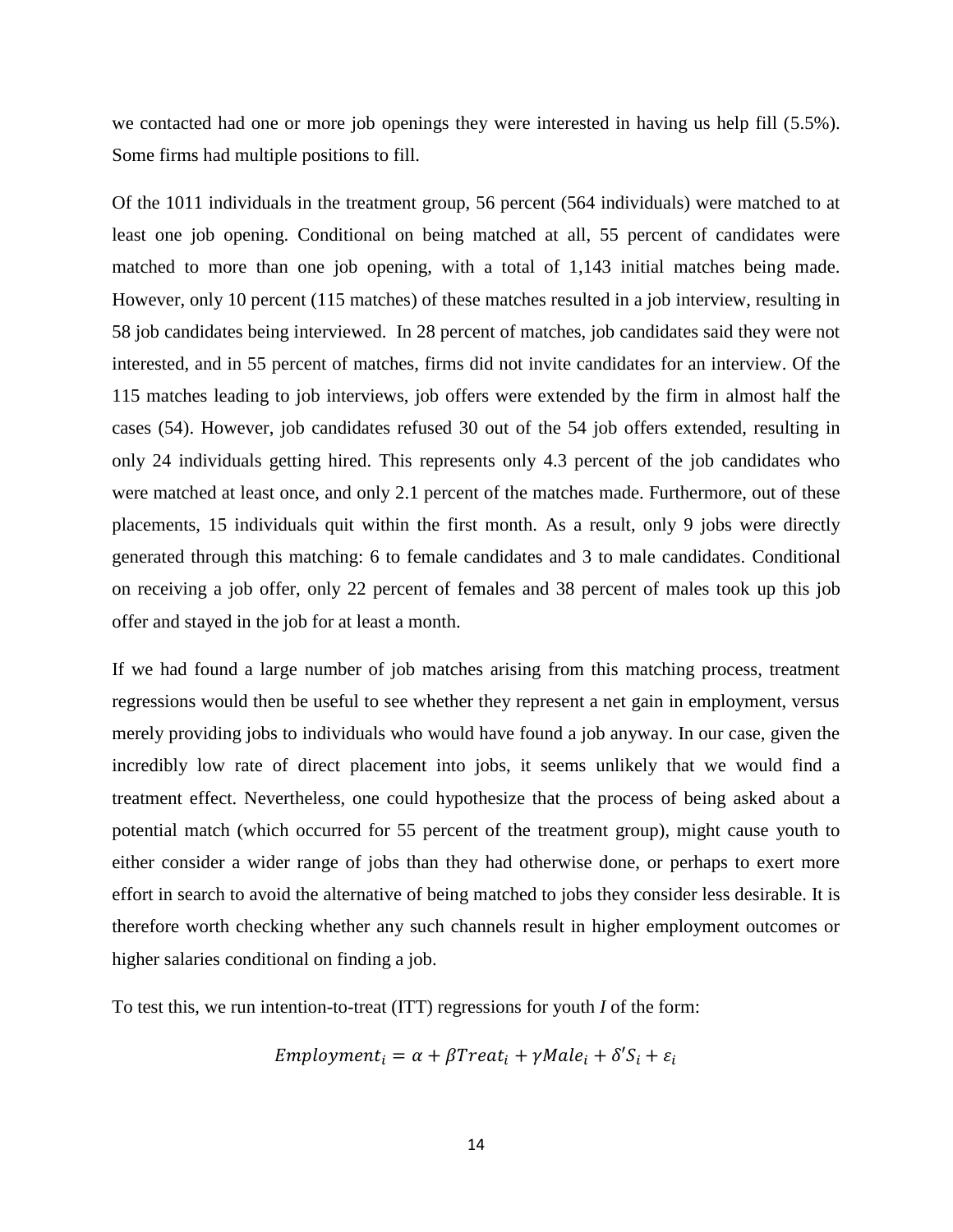we contacted had one or more job openings they were interested in having us help fill (5.5%). Some firms had multiple positions to fill.

Of the 1011 individuals in the treatment group, 56 percent (564 individuals) were matched to at least one job opening. Conditional on being matched at all, 55 percent of candidates were matched to more than one job opening, with a total of 1,143 initial matches being made. However, only 10 percent (115 matches) of these matches resulted in a job interview, resulting in 58 job candidates being interviewed. In 28 percent of matches, job candidates said they were not interested, and in 55 percent of matches, firms did not invite candidates for an interview. Of the 115 matches leading to job interviews, job offers were extended by the firm in almost half the cases (54). However, job candidates refused 30 out of the 54 job offers extended, resulting in only 24 individuals getting hired. This represents only 4.3 percent of the job candidates who were matched at least once, and only 2.1 percent of the matches made. Furthermore, out of these placements, 15 individuals quit within the first month. As a result, only 9 jobs were directly generated through this matching: 6 to female candidates and 3 to male candidates. Conditional on receiving a job offer, only 22 percent of females and 38 percent of males took up this job offer and stayed in the job for at least a month.

If we had found a large number of job matches arising from this matching process, treatment regressions would then be useful to see whether they represent a net gain in employment, versus merely providing jobs to individuals who would have found a job anyway. In our case, given the incredibly low rate of direct placement into jobs, it seems unlikely that we would find a treatment effect. Nevertheless, one could hypothesize that the process of being asked about a potential match (which occurred for 55 percent of the treatment group), might cause youth to either consider a wider range of jobs than they had otherwise done, or perhaps to exert more effort in search to avoid the alternative of being matched to jobs they consider less desirable. It is therefore worth checking whether any such channels result in higher employment outcomes or higher salaries conditional on finding a job.

To test this, we run intention-to-treat (ITT) regressions for youth *I* of the form:

$$Employment_i = \alpha + \beta Treat_i + \gamma Male_i + \delta' S_i + \varepsilon_i$$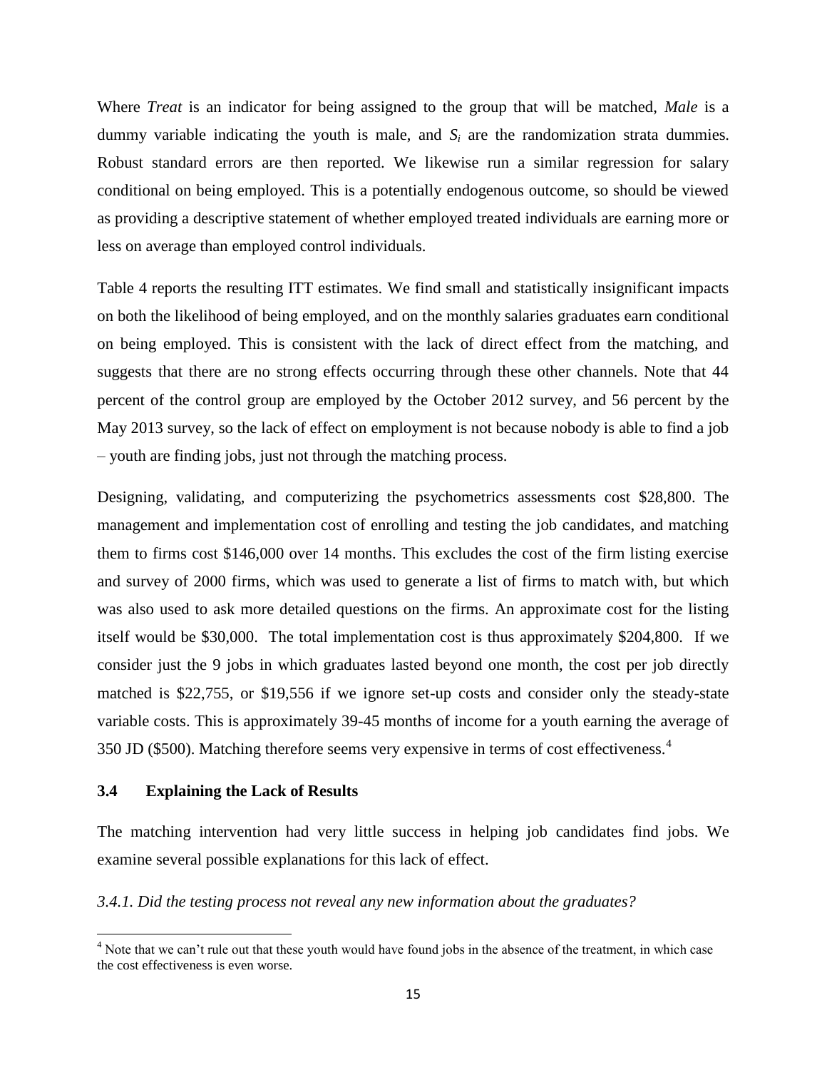Where *Treat* is an indicator for being assigned to the group that will be matched, *Male* is a dummy variable indicating the youth is male, and $S_i$ are the randomization strata dummies. Robust standard errors are then reported. We likewise run a similar regression for salary conditional on being employed. This is a potentially endogenous outcome, so should be viewed as providing a descriptive statement of whether employed treated individuals are earning more or less on average than employed control individuals.

Table 4 reports the resulting ITT estimates. We find small and statistically insignificant impacts on both the likelihood of being employed, and on the monthly salaries graduates earn conditional on being employed. This is consistent with the lack of direct effect from the matching, and suggests that there are no strong effects occurring through these other channels. Note that 44 percent of the control group are employed by the October 2012 survey, and 56 percent by the May 2013 survey, so the lack of effect on employment is not because nobody is able to find a job – youth are finding jobs, just not through the matching process.

Designing, validating, and computerizing the psychometrics assessments cost \$28,800. The management and implementation cost of enrolling and testing the job candidates, and matching them to firms cost \$146,000 over 14 months. This excludes the cost of the firm listing exercise and survey of 2000 firms, which was used to generate a list of firms to match with, but which was also used to ask more detailed questions on the firms. An approximate cost for the listing itself would be \$30,000. The total implementation cost is thus approximately \$204,800. If we consider just the 9 jobs in which graduates lasted beyond one month, the cost per job directly matched is \$22,755, or \$19,556 if we ignore set-up costs and consider only the steady-state variable costs. This is approximately 39-45 months of income for a youth earning the average of 350 JD (\$500). Matching therefore seems very expensive in terms of cost effectiveness.[4]

### 3.4 Explaining the Lack of Results

The matching intervention had very little success in helping job candidates find jobs. We examine several possible explanations for this lack of effect.

*3.4.1. Did the testing process not reveal any new information about the graduates?*

[4] Note that we can't rule out that these youth would have found jobs in the absence of the treatment, in which case the cost effectiveness is even worse.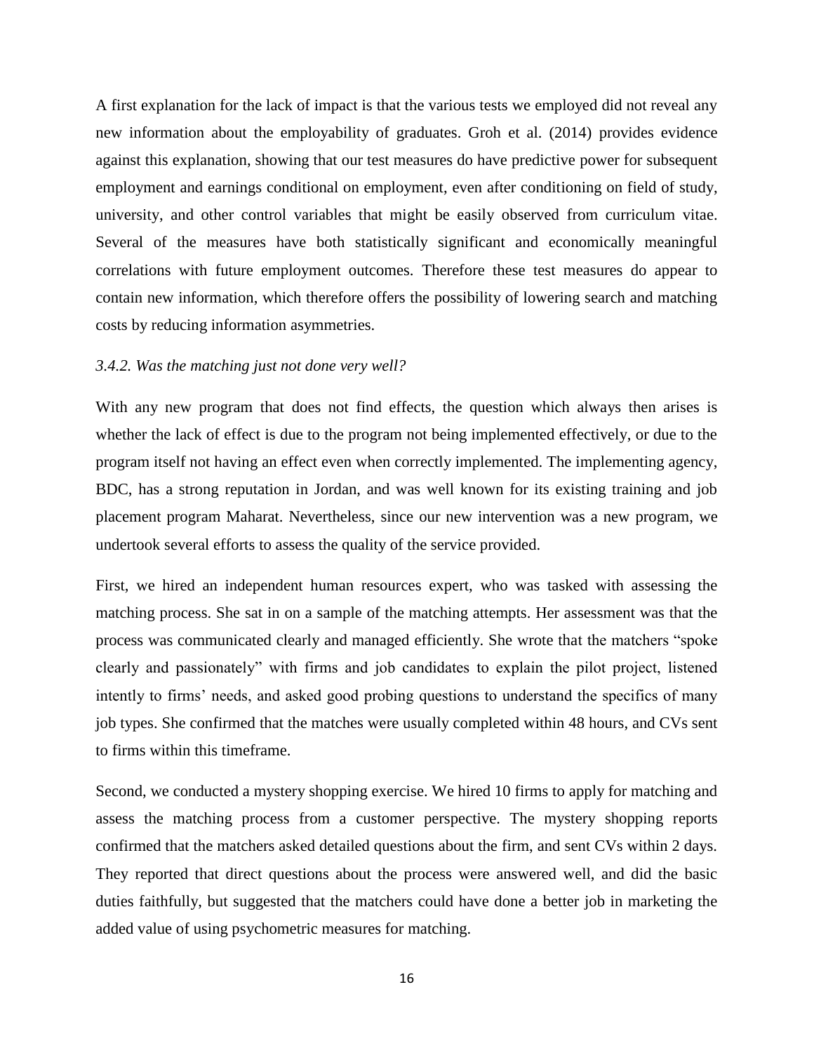A first explanation for the lack of impact is that the various tests we employed did not reveal any new information about the employability of graduates. Groh et al. (2014) provides evidence against this explanation, showing that our test measures do have predictive power for subsequent employment and earnings conditional on employment, even after conditioning on field of study, university, and other control variables that might be easily observed from curriculum vitae. Several of the measures have both statistically significant and economically meaningful correlations with future employment outcomes. Therefore these test measures do appear to contain new information, which therefore offers the possibility of lowering search and matching costs by reducing information asymmetries.

### *3.4.2. Was the matching just not done very well?*

With any new program that does not find effects, the question which always then arises is whether the lack of effect is due to the program not being implemented effectively, or due to the program itself not having an effect even when correctly implemented. The implementing agency, BDC, has a strong reputation in Jordan, and was well known for its existing training and job placement program Maharat. Nevertheless, since our new intervention was a new program, we undertook several efforts to assess the quality of the service provided.

First, we hired an independent human resources expert, who was tasked with assessing the matching process. She sat in on a sample of the matching attempts. Her assessment was that the process was communicated clearly and managed efficiently. She wrote that the matchers "spoke clearly and passionately" with firms and job candidates to explain the pilot project, listened intently to firms' needs, and asked good probing questions to understand the specifics of many job types. She confirmed that the matches were usually completed within 48 hours, and CVs sent to firms within this timeframe.

Second, we conducted a mystery shopping exercise. We hired 10 firms to apply for matching and assess the matching process from a customer perspective. The mystery shopping reports confirmed that the matchers asked detailed questions about the firm, and sent CVs within 2 days. They reported that direct questions about the process were answered well, and did the basic duties faithfully, but suggested that the matchers could have done a better job in marketing the added value of using psychometric measures for matching.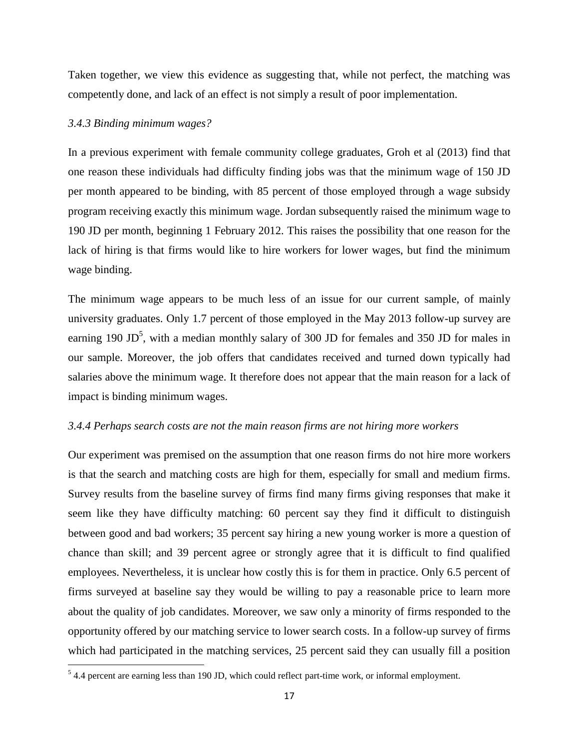Taken together, we view this evidence as suggesting that, while not perfect, the matching was competently done, and lack of an effect is not simply a result of poor implementation.

### *3.4.3 Binding minimum wages?*

In a previous experiment with female community college graduates, Groh et al (2013) find that one reason these individuals had difficulty finding jobs was that the minimum wage of 150 JD per month appeared to be binding, with 85 percent of those employed through a wage subsidy program receiving exactly this minimum wage. Jordan subsequently raised the minimum wage to 190 JD per month, beginning 1 February 2012. This raises the possibility that one reason for the lack of hiring is that firms would like to hire workers for lower wages, but find the minimum wage binding.

The minimum wage appears to be much less of an issue for our current sample, of mainly university graduates. Only 1.7 percent of those employed in the May 2013 follow-up survey are earning 190 JD[5], with a median monthly salary of 300 JD for females and 350 JD for males in our sample. Moreover, the job offers that candidates received and turned down typically had salaries above the minimum wage. It therefore does not appear that the main reason for a lack of impact is binding minimum wages.

### *3.4.4 Perhaps search costs are not the main reason firms are not hiring more workers*

Our experiment was premised on the assumption that one reason firms do not hire more workers is that the search and matching costs are high for them, especially for small and medium firms. Survey results from the baseline survey of firms find many firms giving responses that make it seem like they have difficulty matching: 60 percent say they find it difficult to distinguish between good and bad workers; 35 percent say hiring a new young worker is more a question of chance than skill; and 39 percent agree or strongly agree that it is difficult to find qualified employees. Nevertheless, it is unclear how costly this is for them in practice. Only 6.5 percent of firms surveyed at baseline say they would be willing to pay a reasonable price to learn more about the quality of job candidates. Moreover, we saw only a minority of firms responded to the opportunity offered by our matching service to lower search costs. In a follow-up survey of firms which had participated in the matching services, 25 percent said they can usually fill a position

[5] 4.4 percent are earning less than 190 JD, which could reflect part-time work, or informal employment.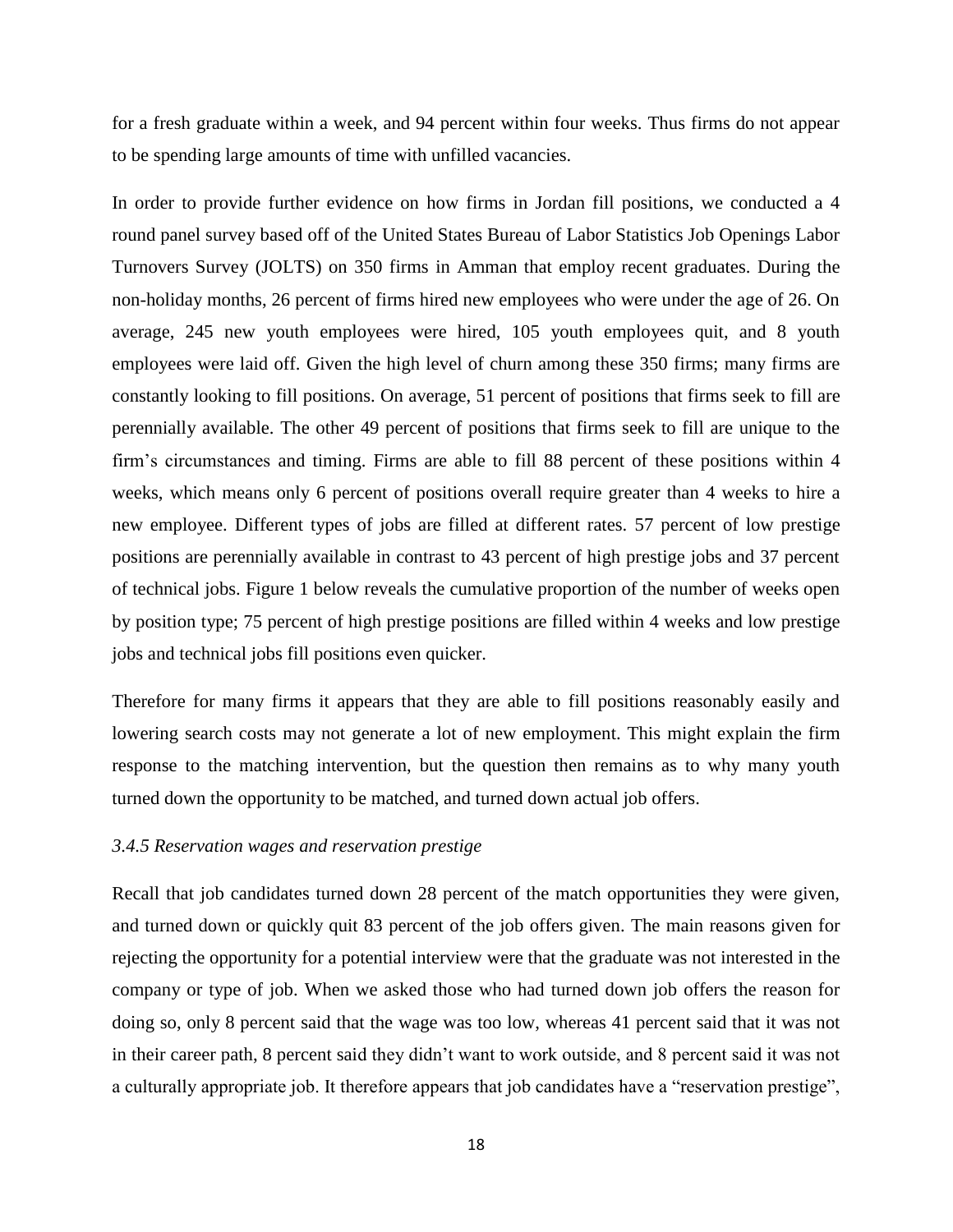for a fresh graduate within a week, and 94 percent within four weeks. Thus firms do not appear to be spending large amounts of time with unfilled vacancies.

In order to provide further evidence on how firms in Jordan fill positions, we conducted a 4 round panel survey based off of the United States Bureau of Labor Statistics Job Openings Labor Turnovers Survey (JOLTS) on 350 firms in Amman that employ recent graduates. During the non-holiday months, 26 percent of firms hired new employees who were under the age of 26. On average, 245 new youth employees were hired, 105 youth employees quit, and 8 youth employees were laid off. Given the high level of churn among these 350 firms; many firms are constantly looking to fill positions. On average, 51 percent of positions that firms seek to fill are perennially available. The other 49 percent of positions that firms seek to fill are unique to the firm's circumstances and timing. Firms are able to fill 88 percent of these positions within 4 weeks, which means only 6 percent of positions overall require greater than 4 weeks to hire a new employee. Different types of jobs are filled at different rates. 57 percent of low prestige positions are perennially available in contrast to 43 percent of high prestige jobs and 37 percent of technical jobs. Figure 1 below reveals the cumulative proportion of the number of weeks open by position type; 75 percent of high prestige positions are filled within 4 weeks and low prestige jobs and technical jobs fill positions even quicker.

Therefore for many firms it appears that they are able to fill positions reasonably easily and lowering search costs may not generate a lot of new employment. This might explain the firm response to the matching intervention, but the question then remains as to why many youth turned down the opportunity to be matched, and turned down actual job offers.

### *3.4.5 Reservation wages and reservation prestige*

Recall that job candidates turned down 28 percent of the match opportunities they were given, and turned down or quickly quit 83 percent of the job offers given. The main reasons given for rejecting the opportunity for a potential interview were that the graduate was not interested in the company or type of job. When we asked those who had turned down job offers the reason for doing so, only 8 percent said that the wage was too low, whereas 41 percent said that it was not in their career path, 8 percent said they didn't want to work outside, and 8 percent said it was not a culturally appropriate job. It therefore appears that job candidates have a "reservation prestige",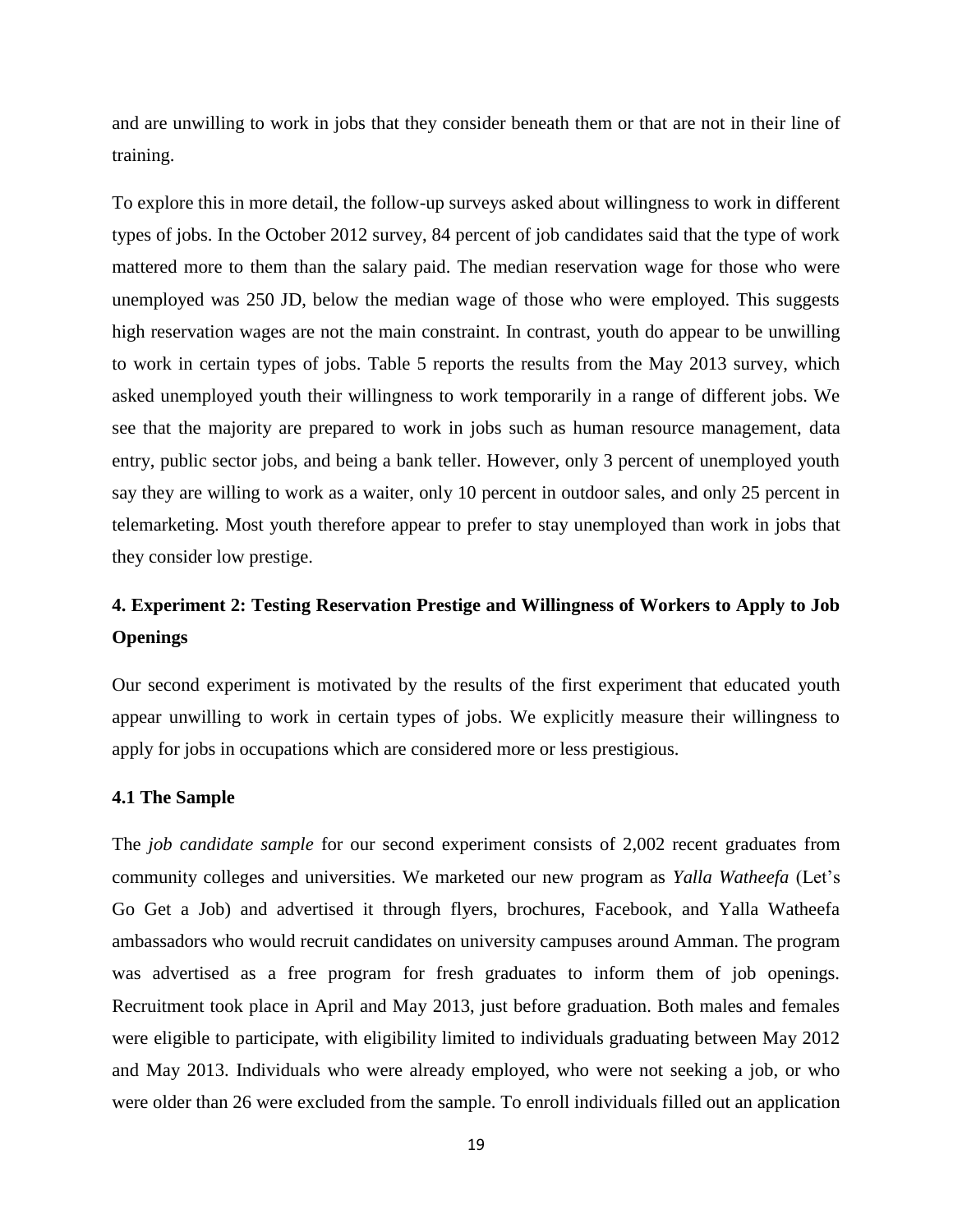and are unwilling to work in jobs that they consider beneath them or that are not in their line of training.

To explore this in more detail, the follow-up surveys asked about willingness to work in different types of jobs. In the October 2012 survey, 84 percent of job candidates said that the type of work mattered more to them than the salary paid. The median reservation wage for those who were unemployed was 250 JD, below the median wage of those who were employed. This suggests high reservation wages are not the main constraint. In contrast, youth do appear to be unwilling to work in certain types of jobs. Table 5 reports the results from the May 2013 survey, which asked unemployed youth their willingness to work temporarily in a range of different jobs. We see that the majority are prepared to work in jobs such as human resource management, data entry, public sector jobs, and being a bank teller. However, only 3 percent of unemployed youth say they are willing to work as a waiter, only 10 percent in outdoor sales, and only 25 percent in telemarketing. Most youth therefore appear to prefer to stay unemployed than work in jobs that they consider low prestige.

## 4. Experiment 2: Testing Reservation Prestige and Willingness of Workers to Apply to Job Openings

Our second experiment is motivated by the results of the first experiment that educated youth appear unwilling to work in certain types of jobs. We explicitly measure their willingness to apply for jobs in occupations which are considered more or less prestigious.

### 4.1 The Sample

The *job candidate sample* for our second experiment consists of 2,002 recent graduates from community colleges and universities. We marketed our new program as *Yalla Watheefa* (Let's Go Get a Job) and advertised it through flyers, brochures, Facebook, and Yalla Watheefa ambassadors who would recruit candidates on university campuses around Amman. The program was advertised as a free program for fresh graduates to inform them of job openings. Recruitment took place in April and May 2013, just before graduation. Both males and females were eligible to participate, with eligibility limited to individuals graduating between May 2012 and May 2013. Individuals who were already employed, who were not seeking a job, or who were older than 26 were excluded from the sample. To enroll individuals filled out an application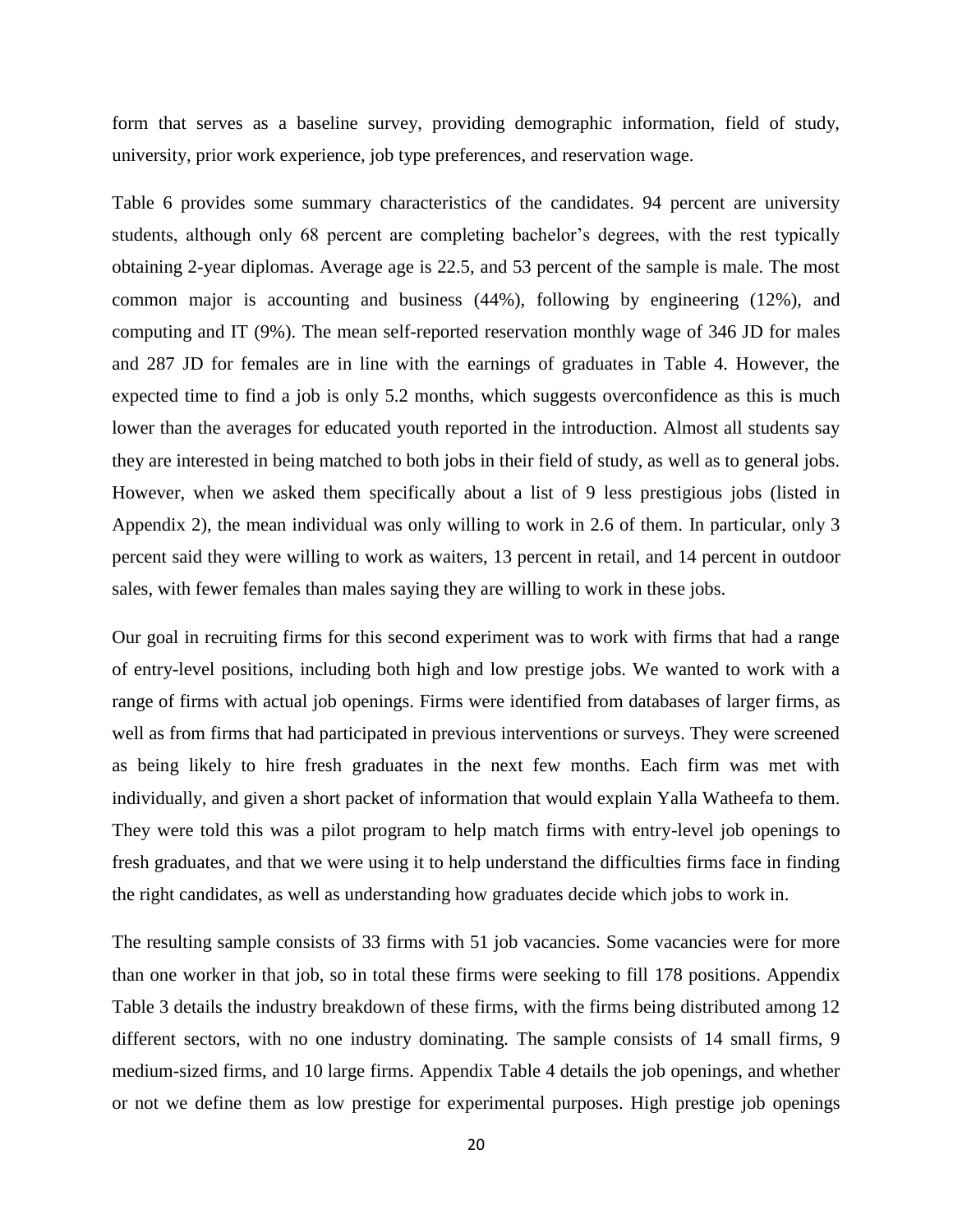form that serves as a baseline survey, providing demographic information, field of study, university, prior work experience, job type preferences, and reservation wage.

Table 6 provides some summary characteristics of the candidates. 94 percent are university students, although only 68 percent are completing bachelor's degrees, with the rest typically obtaining 2-year diplomas. Average age is 22.5, and 53 percent of the sample is male. The most common major is accounting and business (44%), following by engineering (12%), and computing and IT (9%). The mean self-reported reservation monthly wage of 346 JD for males and 287 JD for females are in line with the earnings of graduates in Table 4. However, the expected time to find a job is only 5.2 months, which suggests overconfidence as this is much lower than the averages for educated youth reported in the introduction. Almost all students say they are interested in being matched to both jobs in their field of study, as well as to general jobs. However, when we asked them specifically about a list of 9 less prestigious jobs (listed in Appendix 2), the mean individual was only willing to work in 2.6 of them. In particular, only 3 percent said they were willing to work as waiters, 13 percent in retail, and 14 percent in outdoor sales, with fewer females than males saying they are willing to work in these jobs.

Our goal in recruiting firms for this second experiment was to work with firms that had a range of entry-level positions, including both high and low prestige jobs. We wanted to work with a range of firms with actual job openings. Firms were identified from databases of larger firms, as well as from firms that had participated in previous interventions or surveys. They were screened as being likely to hire fresh graduates in the next few months. Each firm was met with individually, and given a short packet of information that would explain Yalla Watheefa to them. They were told this was a pilot program to help match firms with entry-level job openings to fresh graduates, and that we were using it to help understand the difficulties firms face in finding the right candidates, as well as understanding how graduates decide which jobs to work in.

The resulting sample consists of 33 firms with 51 job vacancies. Some vacancies were for more than one worker in that job, so in total these firms were seeking to fill 178 positions. Appendix Table 3 details the industry breakdown of these firms, with the firms being distributed among 12 different sectors, with no one industry dominating. The sample consists of 14 small firms, 9 medium-sized firms, and 10 large firms. Appendix Table 4 details the job openings, and whether or not we define them as low prestige for experimental purposes. High prestige job openings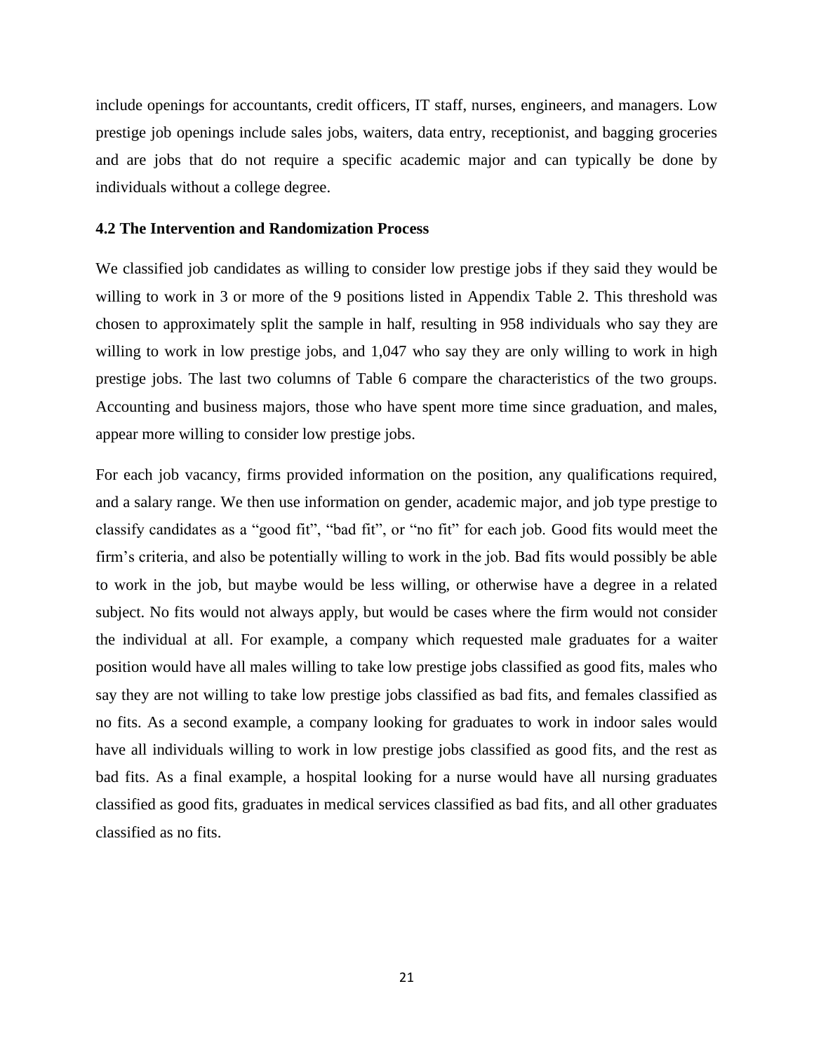include openings for accountants, credit officers, IT staff, nurses, engineers, and managers. Low prestige job openings include sales jobs, waiters, data entry, receptionist, and bagging groceries and are jobs that do not require a specific academic major and can typically be done by individuals without a college degree.

### 4.2 The Intervention and Randomization Process

We classified job candidates as willing to consider low prestige jobs if they said they would be willing to work in 3 or more of the 9 positions listed in Appendix Table 2. This threshold was chosen to approximately split the sample in half, resulting in 958 individuals who say they are willing to work in low prestige jobs, and 1,047 who say they are only willing to work in high prestige jobs. The last two columns of Table 6 compare the characteristics of the two groups. Accounting and business majors, those who have spent more time since graduation, and males, appear more willing to consider low prestige jobs.

For each job vacancy, firms provided information on the position, any qualifications required, and a salary range. We then use information on gender, academic major, and job type prestige to classify candidates as a "good fit", "bad fit", or "no fit" for each job. Good fits would meet the firm's criteria, and also be potentially willing to work in the job. Bad fits would possibly be able to work in the job, but maybe would be less willing, or otherwise have a degree in a related subject. No fits would not always apply, but would be cases where the firm would not consider the individual at all. For example, a company which requested male graduates for a waiter position would have all males willing to take low prestige jobs classified as good fits, males who say they are not willing to take low prestige jobs classified as bad fits, and females classified as no fits. As a second example, a company looking for graduates to work in indoor sales would have all individuals willing to work in low prestige jobs classified as good fits, and the rest as bad fits. As a final example, a hospital looking for a nurse would have all nursing graduates classified as good fits, graduates in medical services classified as bad fits, and all other graduates classified as no fits.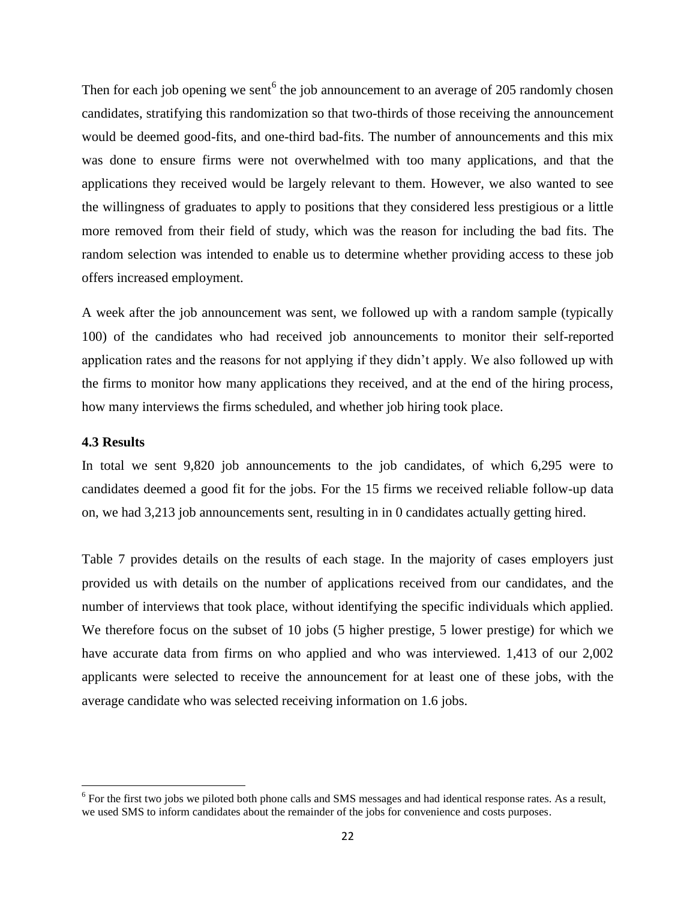Then for each job opening we sent[6] the job announcement to an average of 205 randomly chosen candidates, stratifying this randomization so that two-thirds of those receiving the announcement would be deemed good-fits, and one-third bad-fits. The number of announcements and this mix was done to ensure firms were not overwhelmed with too many applications, and that the applications they received would be largely relevant to them. However, we also wanted to see the willingness of graduates to apply to positions that they considered less prestigious or a little more removed from their field of study, which was the reason for including the bad fits. The random selection was intended to enable us to determine whether providing access to these job offers increased employment.

A week after the job announcement was sent, we followed up with a random sample (typically 100) of the candidates who had received job announcements to monitor their self-reported application rates and the reasons for not applying if they didn't apply. We also followed up with the firms to monitor how many applications they received, and at the end of the hiring process, how many interviews the firms scheduled, and whether job hiring took place.

### 4.3 Results

In total we sent 9,820 job announcements to the job candidates, of which 6,295 were to candidates deemed a good fit for the jobs. For the 15 firms we received reliable follow-up data on, we had 3,213 job announcements sent, resulting in in 0 candidates actually getting hired.

Table 7 provides details on the results of each stage. In the majority of cases employers just provided us with details on the number of applications received from our candidates, and the number of interviews that took place, without identifying the specific individuals which applied. We therefore focus on the subset of 10 jobs (5 higher prestige, 5 lower prestige) for which we have accurate data from firms on who applied and who was interviewed. 1,413 of our 2,002 applicants were selected to receive the announcement for at least one of these jobs, with the average candidate who was selected receiving information on 1.6 jobs.

[6] For the first two jobs we piloted both phone calls and SMS messages and had identical response rates. As a result, we used SMS to inform candidates about the remainder of the jobs for convenience and costs purposes.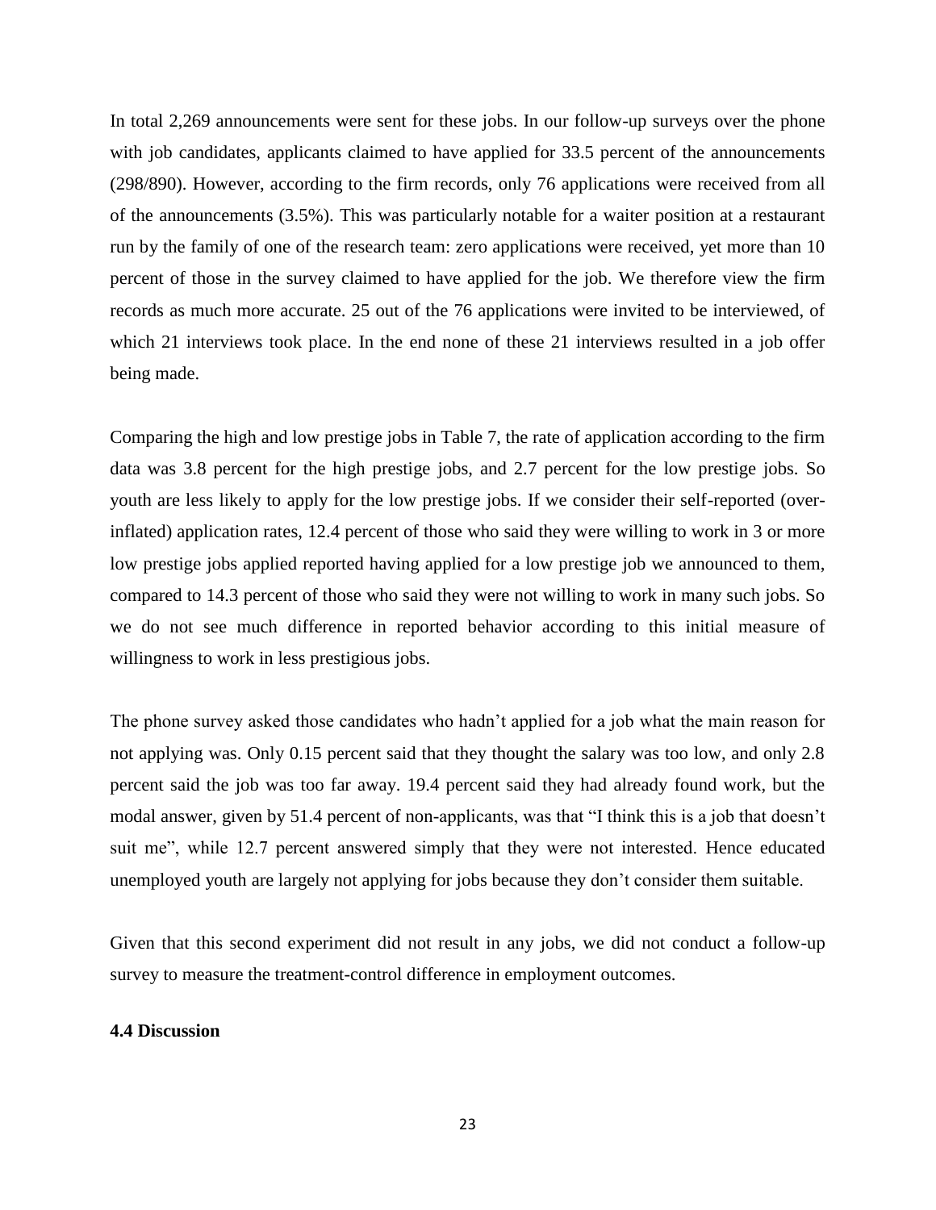In total 2,269 announcements were sent for these jobs. In our follow-up surveys over the phone with job candidates, applicants claimed to have applied for 33.5 percent of the announcements (298/890). However, according to the firm records, only 76 applications were received from all of the announcements (3.5%). This was particularly notable for a waiter position at a restaurant run by the family of one of the research team: zero applications were received, yet more than 10 percent of those in the survey claimed to have applied for the job. We therefore view the firm records as much more accurate. 25 out of the 76 applications were invited to be interviewed, of which 21 interviews took place. In the end none of these 21 interviews resulted in a job offer being made.

Comparing the high and low prestige jobs in Table 7, the rate of application according to the firm data was 3.8 percent for the high prestige jobs, and 2.7 percent for the low prestige jobs. So youth are less likely to apply for the low prestige jobs. If we consider their self-reported (over-inflated) application rates, 12.4 percent of those who said they were willing to work in 3 or more low prestige jobs applied reported having applied for a low prestige job we announced to them, compared to 14.3 percent of those who said they were not willing to work in many such jobs. So we do not see much difference in reported behavior according to this initial measure of willingness to work in less prestigious jobs.

The phone survey asked those candidates who hadn't applied for a job what the main reason for not applying was. Only 0.15 percent said that they thought the salary was too low, and only 2.8 percent said the job was too far away. 19.4 percent said they had already found work, but the modal answer, given by 51.4 percent of non-applicants, was that "I think this is a job that doesn't suit me", while 12.7 percent answered simply that they were not interested. Hence educated unemployed youth are largely not applying for jobs because they don't consider them suitable.

Given that this second experiment did not result in any jobs, we did not conduct a follow-up survey to measure the treatment-control difference in employment outcomes.

### 4.4 Discussion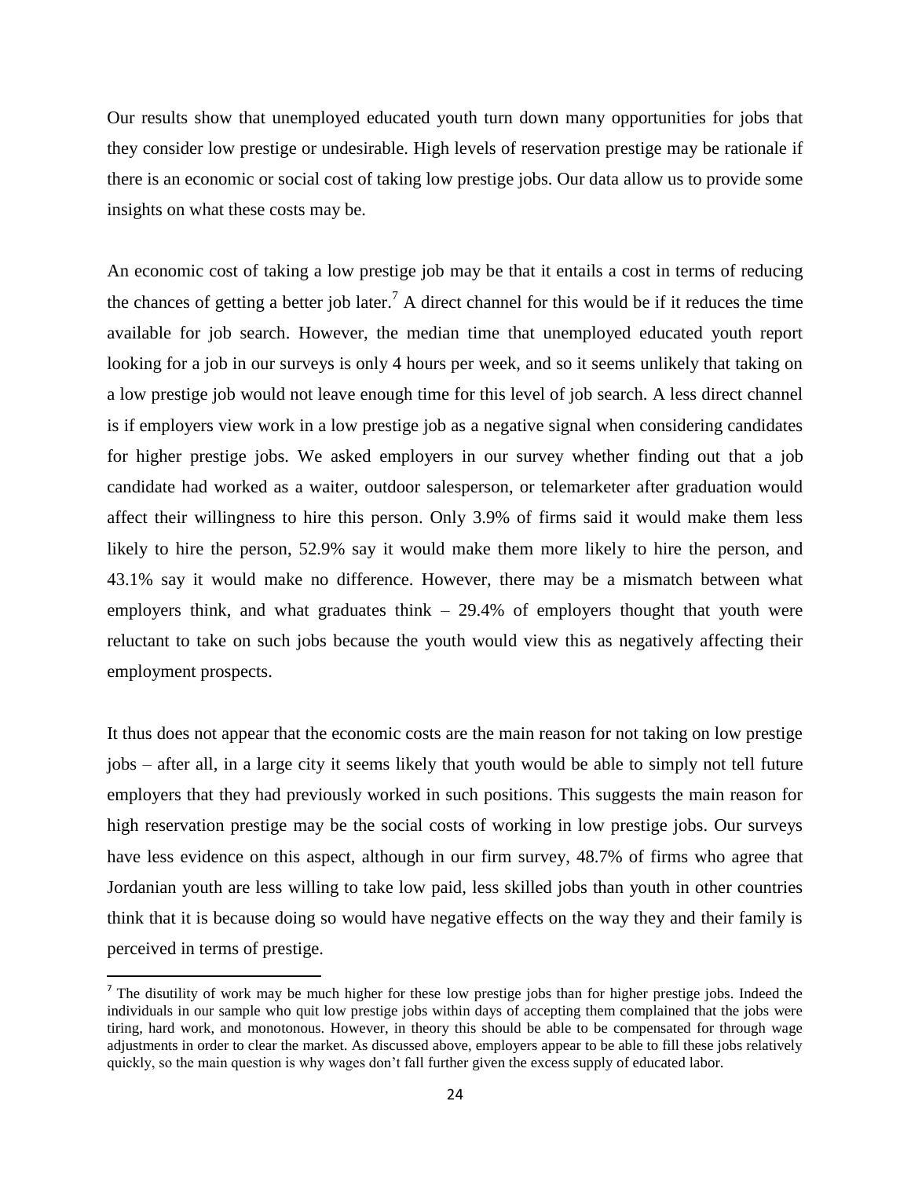Our results show that unemployed educated youth turn down many opportunities for jobs that they consider low prestige or undesirable. High levels of reservation prestige may be rationale if there is an economic or social cost of taking low prestige jobs. Our data allow us to provide some insights on what these costs may be.

An economic cost of taking a low prestige job may be that it entails a cost in terms of reducing the chances of getting a better job later.[7] A direct channel for this would be if it reduces the time available for job search. However, the median time that unemployed educated youth report looking for a job in our surveys is only 4 hours per week, and so it seems unlikely that taking on a low prestige job would not leave enough time for this level of job search. A less direct channel is if employers view work in a low prestige job as a negative signal when considering candidates for higher prestige jobs. We asked employers in our survey whether finding out that a job candidate had worked as a waiter, outdoor salesperson, or telemarketer after graduation would affect their willingness to hire this person. Only 3.9% of firms said it would make them less likely to hire the person, 52.9% say it would make them more likely to hire the person, and 43.1% say it would make no difference. However, there may be a mismatch between what employers think, and what graduates think – 29.4% of employers thought that youth were reluctant to take on such jobs because the youth would view this as negatively affecting their employment prospects.

It thus does not appear that the economic costs are the main reason for not taking on low prestige jobs – after all, in a large city it seems likely that youth would be able to simply not tell future employers that they had previously worked in such positions. This suggests the main reason for high reservation prestige may be the social costs of working in low prestige jobs. Our surveys have less evidence on this aspect, although in our firm survey, 48.7% of firms who agree that Jordanian youth are less willing to take low paid, less skilled jobs than youth in other countries think that it is because doing so would have negative effects on the way they and their family is perceived in terms of prestige.

[7] The disutility of work may be much higher for these low prestige jobs than for higher prestige jobs. Indeed the individuals in our sample who quit low prestige jobs within days of accepting them complained that the jobs were tiring, hard work, and monotonous. However, in theory this should be able to be compensated for through wage adjustments in order to clear the market. As discussed above, employers appear to be able to fill these jobs relatively quickly, so the main question is why wages don't fall further given the excess supply of educated labor.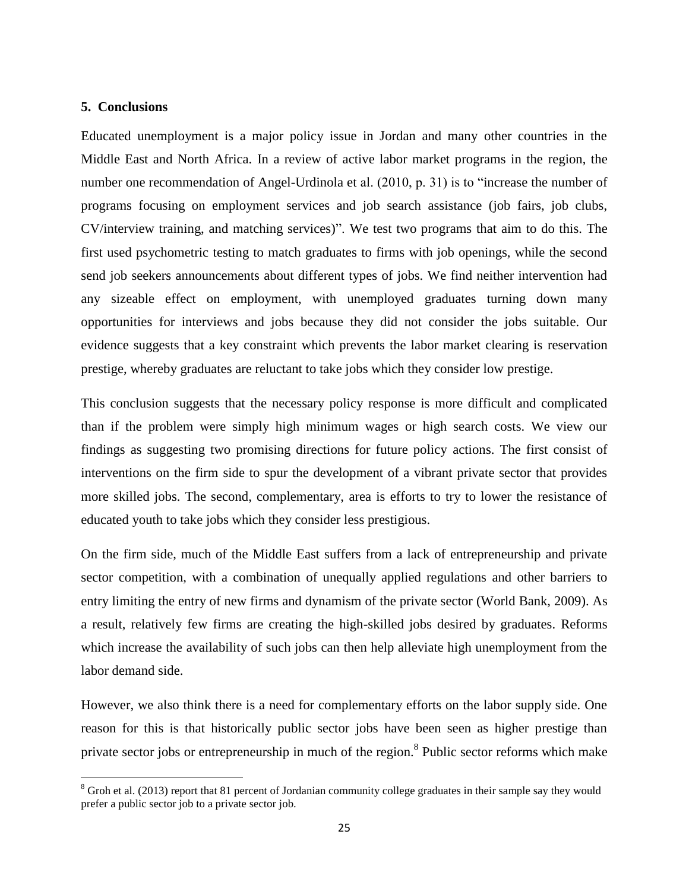## 5. Conclusions

Educated unemployment is a major policy issue in Jordan and many other countries in the Middle East and North Africa. In a review of active labor market programs in the region, the number one recommendation of Angel-Urdinola et al. (2010, p. 31) is to "increase the number of programs focusing on employment services and job search assistance (job fairs, job clubs, CV/interview training, and matching services)". We test two programs that aim to do this. The first used psychometric testing to match graduates to firms with job openings, while the second send job seekers announcements about different types of jobs. We find neither intervention had any sizeable effect on employment, with unemployed graduates turning down many opportunities for interviews and jobs because they did not consider the jobs suitable. Our evidence suggests that a key constraint which prevents the labor market clearing is reservation prestige, whereby graduates are reluctant to take jobs which they consider low prestige.

This conclusion suggests that the necessary policy response is more difficult and complicated than if the problem were simply high minimum wages or high search costs. We view our findings as suggesting two promising directions for future policy actions. The first consist of interventions on the firm side to spur the development of a vibrant private sector that provides more skilled jobs. The second, complementary, area is efforts to try to lower the resistance of educated youth to take jobs which they consider less prestigious.

On the firm side, much of the Middle East suffers from a lack of entrepreneurship and private sector competition, with a combination of unequally applied regulations and other barriers to entry limiting the entry of new firms and dynamism of the private sector (World Bank, 2009). As a result, relatively few firms are creating the high-skilled jobs desired by graduates. Reforms which increase the availability of such jobs can then help alleviate high unemployment from the labor demand side.

However, we also think there is a need for complementary efforts on the labor supply side. One reason for this is that historically public sector jobs have been seen as higher prestige than private sector jobs or entrepreneurship in much of the region.[8] Public sector reforms which make

[8] Groh et al. (2013) report that 81 percent of Jordanian community college graduates in their sample say they would prefer a public sector job to a private sector job.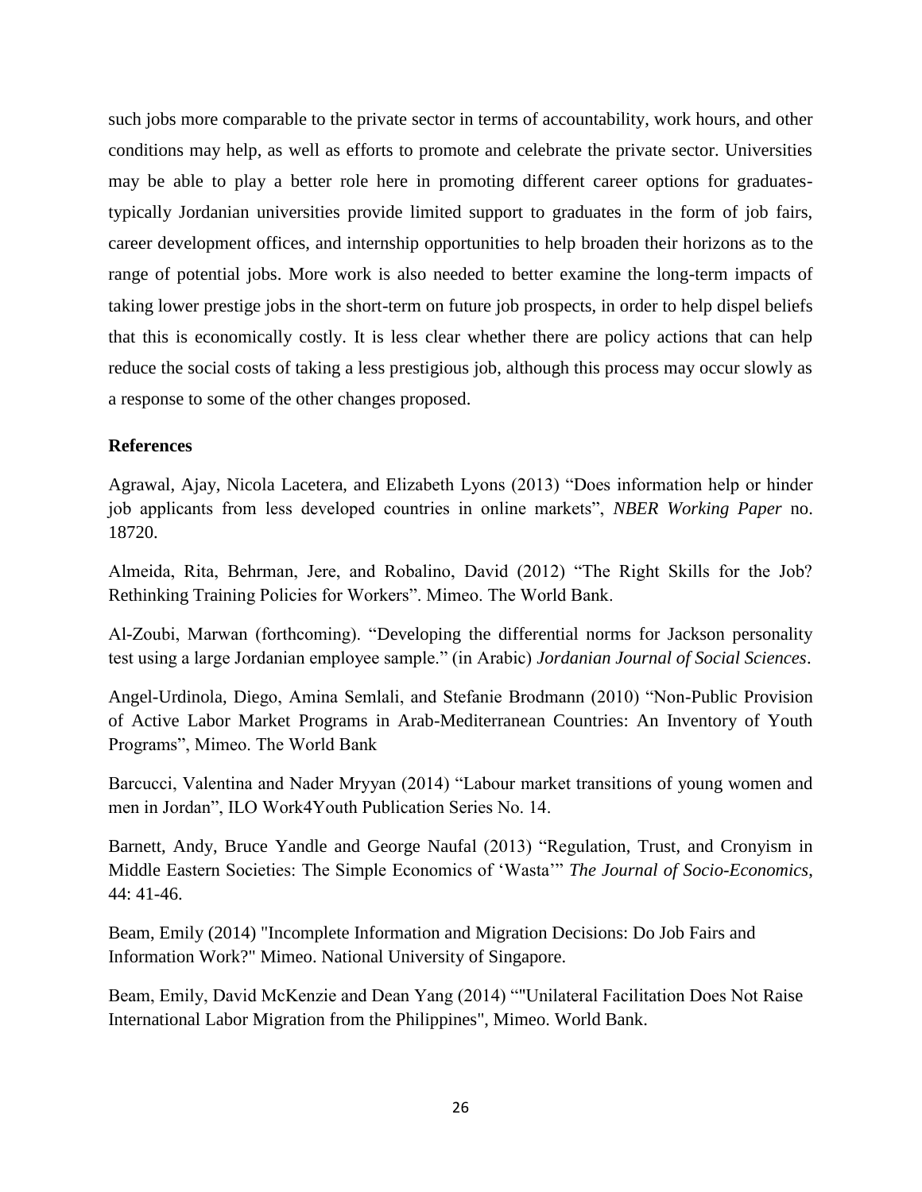such jobs more comparable to the private sector in terms of accountability, work hours, and other conditions may help, as well as efforts to promote and celebrate the private sector. Universities may be able to play a better role here in promoting different career options for graduates- typically Jordanian universities provide limited support to graduates in the form of job fairs, career development offices, and internship opportunities to help broaden their horizons as to the range of potential jobs. More work is also needed to better examine the long-term impacts of taking lower prestige jobs in the short-term on future job prospects, in order to help dispel beliefs that this is economically costly. It is less clear whether there are policy actions that can help reduce the social costs of taking a less prestigious job, although this process may occur slowly as a response to some of the other changes proposed.

**References**

Agrawal, Ajay, Nicola Lacetera, and Elizabeth Lyons (2013) "Does information help or hinder job applicants from less developed countries in online markets", *NBER Working Paper* no. 18720.

Almeida, Rita, Behrman, Jere, and Robalino, David (2012) "The Right Skills for the Job? Rethinking Training Policies for Workers". Mimeo. The World Bank.

Al-Zoubi, Marwan (forthcoming). "Developing the differential norms for Jackson personality test using a large Jordanian employee sample." (in Arabic) *Jordanian Journal of Social Sciences*.

Angel-Urdinola, Diego, Amina Semlali, and Stefanie Brodmann (2010) "Non-Public Provision of Active Labor Market Programs in Arab-Mediterranean Countries: An Inventory of Youth Programs", Mimeo. The World Bank

Barcucci, Valentina and Nader Mryyan (2014) "Labour market transitions of young women and men in Jordan", ILO Work4Youth Publication Series No. 14.

Barnett, Andy, Bruce Yandle and George Naufal (2013) "Regulation, Trust, and Cronyism in Middle Eastern Societies: The Simple Economics of 'Wasta'" *The Journal of Socio-Economics*, 44: 41-46.

Beam, Emily (2014) "Incomplete Information and Migration Decisions: Do Job Fairs and Information Work?" Mimeo. National University of Singapore.

Beam, Emily, David McKenzie and Dean Yang (2014) ""Unilateral Facilitation Does Not Raise International Labor Migration from the Philippines", Mimeo. World Bank.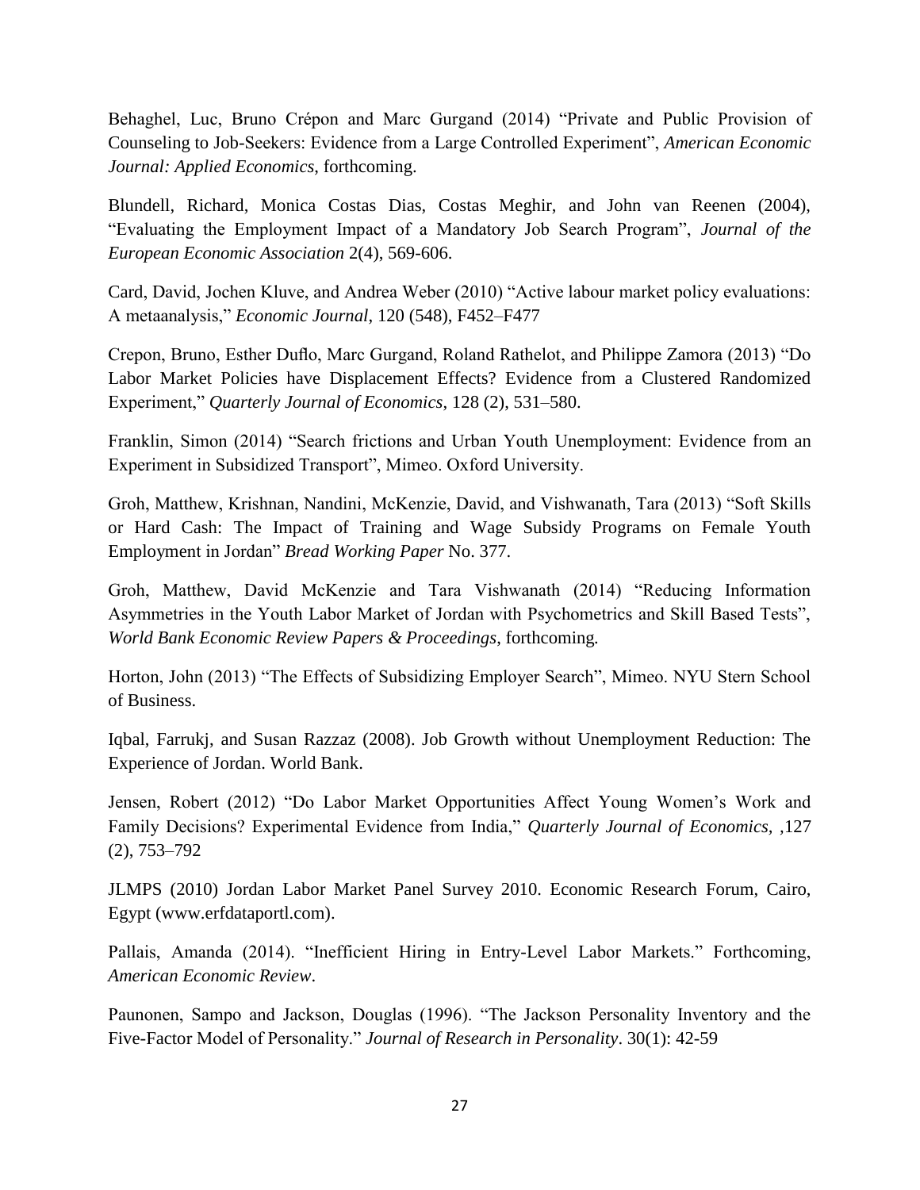Behaghel, Luc, Bruno Crépon and Marc Gurgand (2014) "Private and Public Provision of Counseling to Job-Seekers: Evidence from a Large Controlled Experiment", *American Economic Journal: Applied Economics*, forthcoming.

Blundell, Richard, Monica Costas Dias, Costas Meghir, and John van Reenen (2004), "Evaluating the Employment Impact of a Mandatory Job Search Program", *Journal of the European Economic Association* 2(4), 569-606.

Card, David, Jochen Kluve, and Andrea Weber (2010) "Active labour market policy evaluations: A metaanalysis," *Economic Journal*, 120 (548), F452–F477

Crepon, Bruno, Esther Duflo, Marc Gurgand, Roland Rathelot, and Philippe Zamora (2013) "Do Labor Market Policies have Displacement Effects? Evidence from a Clustered Randomized Experiment," *Quarterly Journal of Economics*, 128 (2), 531–580.

Franklin, Simon (2014) "Search frictions and Urban Youth Unemployment: Evidence from an Experiment in Subsidized Transport", Mimeo. Oxford University.

Groh, Matthew, Krishnan, Nandini, McKenzie, David, and Vishwanath, Tara (2013) "Soft Skills or Hard Cash: The Impact of Training and Wage Subsidy Programs on Female Youth Employment in Jordan" *Bread Working Paper* No. 377.

Groh, Matthew, David McKenzie and Tara Vishwanath (2014) "Reducing Information Asymmetries in the Youth Labor Market of Jordan with Psychometrics and Skill Based Tests", *World Bank Economic Review Papers & Proceedings*, forthcoming.

Horton, John (2013) "The Effects of Subsidizing Employer Search", Mimeo. NYU Stern School of Business.

Iqbal, Farrukj, and Susan Razzaz (2008). Job Growth without Unemployment Reduction: The Experience of Jordan. World Bank.

Jensen, Robert (2012) "Do Labor Market Opportunities Affect Young Women's Work and Family Decisions? Experimental Evidence from India," *Quarterly Journal of Economics*, ,127 (2), 753–792

JLMPS (2010) Jordan Labor Market Panel Survey 2010. Economic Research Forum, Cairo, Egypt (www.erfdataportl.com).

Pallais, Amanda (2014). "Inefficient Hiring in Entry-Level Labor Markets." Forthcoming, *American Economic Review*.

Paunonen, Sampo and Jackson, Douglas (1996). "The Jackson Personality Inventory and the Five-Factor Model of Personality." *Journal of Research in Personality*. 30(1): 42-59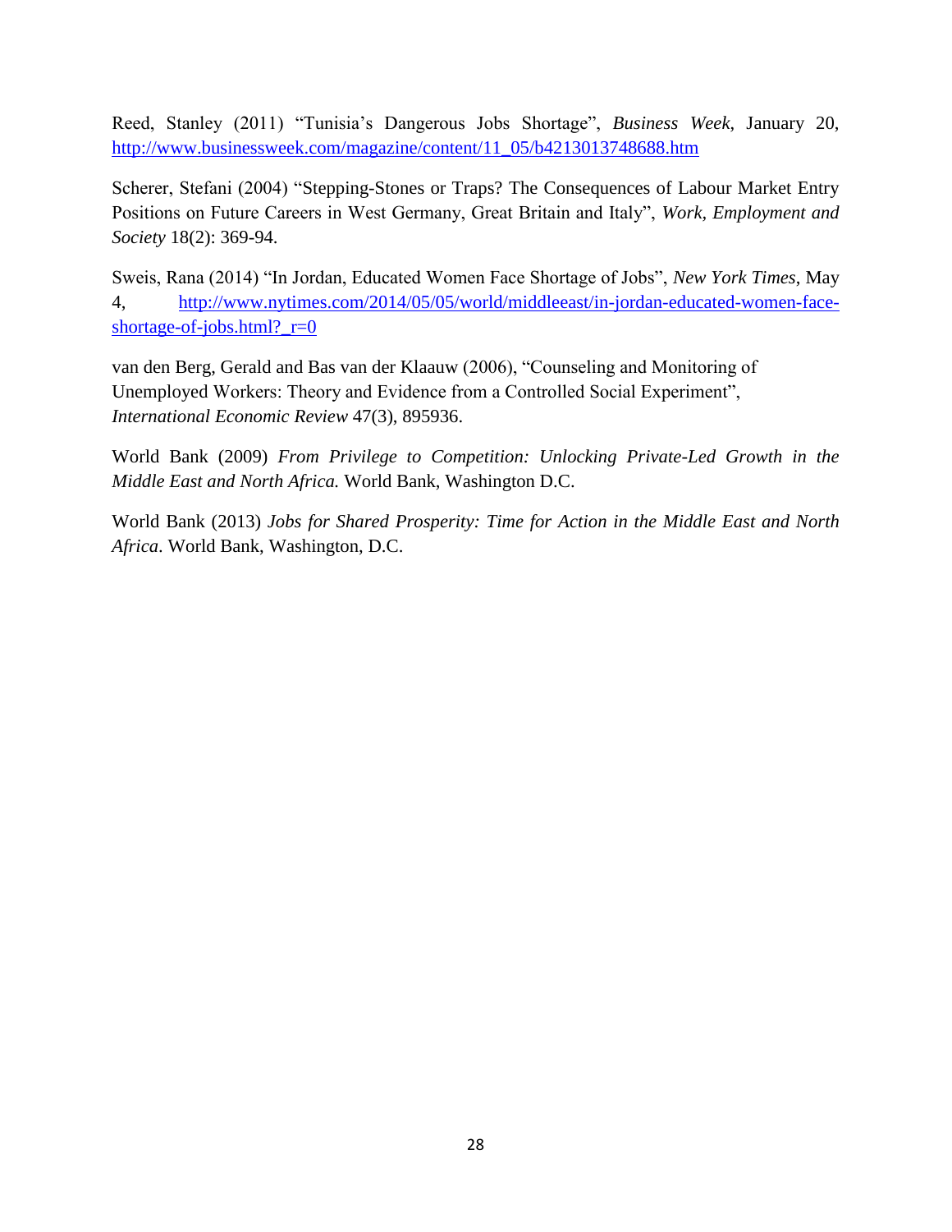Reed, Stanley (2011) "Tunisia's Dangerous Jobs Shortage", *Business Week*, January 20, http://www.businessweek.com/magazine/content/11_05/b4213013748688.htm

Scherer, Stefani (2004) "Stepping-Stones or Traps? The Consequences of Labour Market Entry Positions on Future Careers in West Germany, Great Britain and Italy", *Work, Employment and Society* 18(2): 369-94.

Sweis, Rana (2014) "In Jordan, Educated Women Face Shortage of Jobs", *New York Times*, May 4, http://www.nytimes.com/2014/05/05/world/middleeast/in-jordan-educated-women-face-shortage-of-jobs.html?_r=0

van den Berg, Gerald and Bas van der Klaauw (2006), "Counseling and Monitoring of Unemployed Workers: Theory and Evidence from a Controlled Social Experiment", *International Economic Review* 47(3), 895936.

World Bank (2009) *From Privilege to Competition: Unlocking Private-Led Growth in the Middle East and North Africa.* World Bank, Washington D.C.

World Bank (2013) *Jobs for Shared Prosperity: Time for Action in the Middle East and North Africa*. World Bank, Washington, D.C.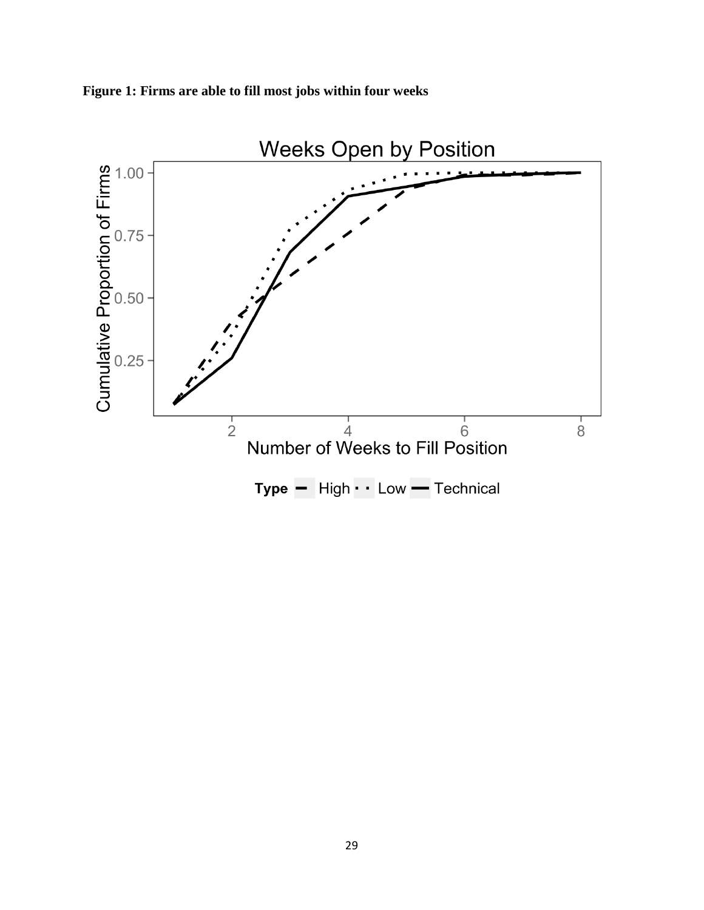**Figure 1: Firms are able to fill most jobs within four weeks**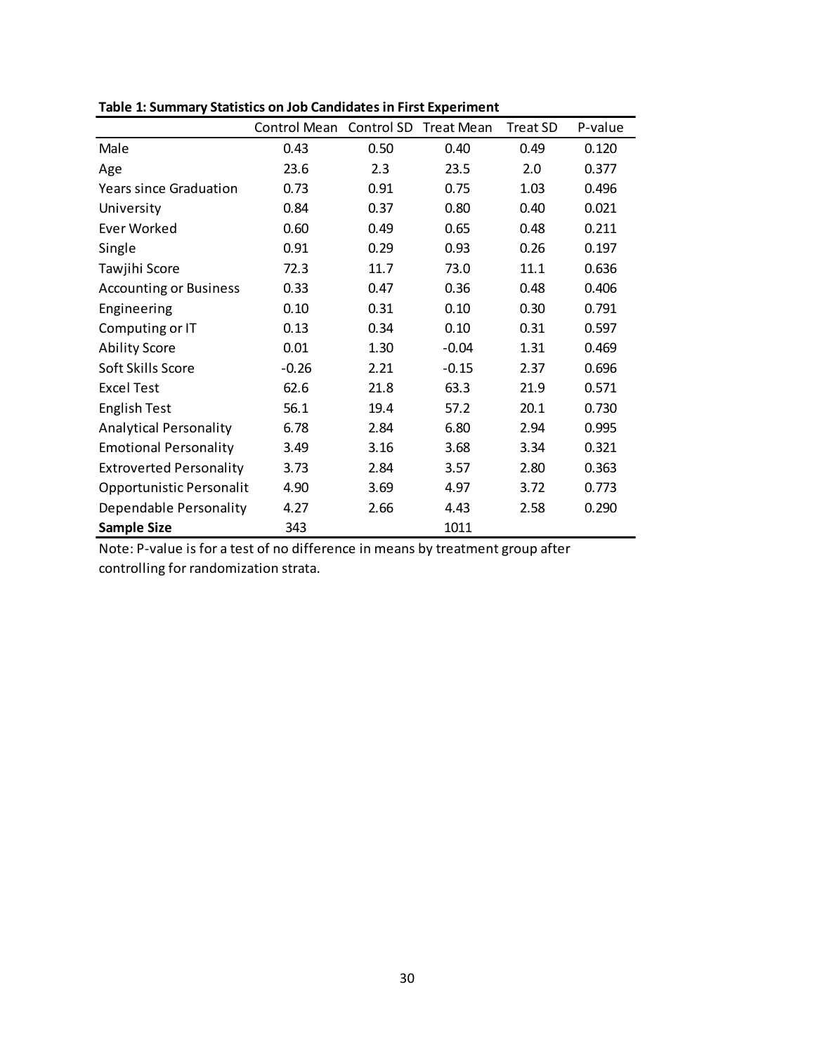**Table 1: Summary Statistics on Job Candidates in First Experiment**

| | Control Mean | Control SD | Treat Mean | Treat SD | P-value |
|---|---|---|---|---|---|
| Male | 0.43 | 0.50 | 0.40 | 0.49 | 0.120 |
| Age | 23.6 | 2.3 | 23.5 | 2.0 | 0.377 |
| Years since Graduation | 0.73 | 0.91 | 0.75 | 1.03 | 0.496 |
| University | 0.84 | 0.37 | 0.80 | 0.40 | 0.021 |
| Ever Worked | 0.60 | 0.49 | 0.65 | 0.48 | 0.211 |
| Single | 0.91 | 0.29 | 0.93 | 0.26 | 0.197 |
| Tawjihi Score | 72.3 | 11.7 | 73.0 | 11.1 | 0.636 |
| Accounting or Business | 0.33 | 0.47 | 0.36 | 0.48 | 0.406 |
| Engineering | 0.10 | 0.31 | 0.10 | 0.30 | 0.791 |
| Computing or IT | 0.13 | 0.34 | 0.10 | 0.31 | 0.597 |
| Ability Score | 0.01 | 1.30 | -0.04 | 1.31 | 0.469 |
| Soft Skills Score | -0.26 | 2.21 | -0.15 | 2.37 | 0.696 |
| Excel Test | 62.6 | 21.8 | 63.3 | 21.9 | 0.571 |
| English Test | 56.1 | 19.4 | 57.2 | 20.1 | 0.730 |
| Analytical Personality | 6.78 | 2.84 | 6.80 | 2.94 | 0.995 |
| Emotional Personality | 3.49 | 3.16 | 3.68 | 3.34 | 0.321 |
| Extroverted Personality | 3.73 | 2.84 | 3.57 | 2.80 | 0.363 |
| Opportunistic Personalit | 4.90 | 3.69 | 4.97 | 3.72 | 0.773 |
| Dependable Personality | 4.27 | 2.66 | 4.43 | 2.58 | 0.290 |
| **Sample Size** | 343 | | 1011 | | |

Note: P-value is for a test of no difference in means by treatment group after controlling for randomization strata.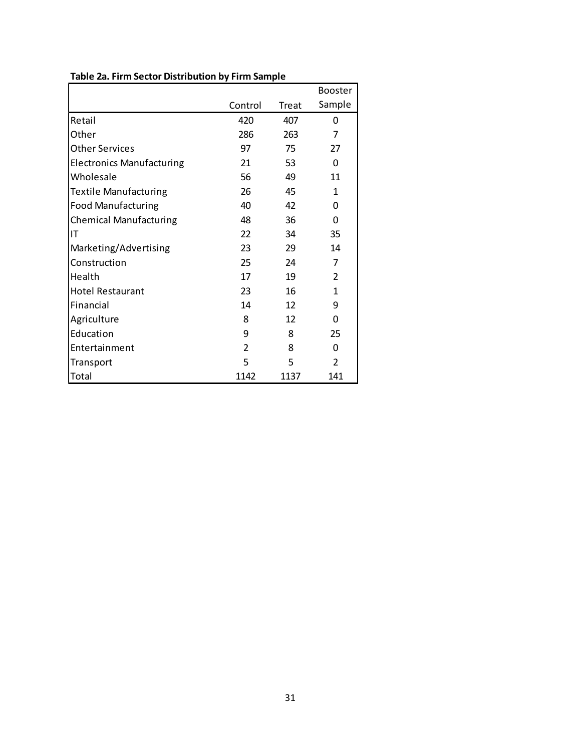**Table 2a. Firm Sector Distribution by Firm Sample**

| | Control | Treat | Booster Sample |
|---|---|---|---|
| Retail | 420 | 407 | 0 |
| Other | 286 | 263 | 7 |
| Other Services | 97 | 75 | 27 |
| Electronics Manufacturing | 21 | 53 | 0 |
| Wholesale | 56 | 49 | 11 |
| Textile Manufacturing | 26 | 45 | 1 |
| Food Manufacturing | 40 | 42 | 0 |
| Chemical Manufacturing | 48 | 36 | 0 |
| IT | 22 | 34 | 35 |
| Marketing/Advertising | 23 | 29 | 14 |
| Construction | 25 | 24 | 7 |
| Health | 17 | 19 | 2 |
| Hotel Restaurant | 23 | 16 | 1 |
| Financial | 14 | 12 | 9 |
| Agriculture | 8 | 12 | 0 |
| Education | 9 | 8 | 25 |
| Entertainment | 2 | 8 | 0 |
| Transport | 5 | 5 | 2 |
| Total | 1142 | 1137 | 141 |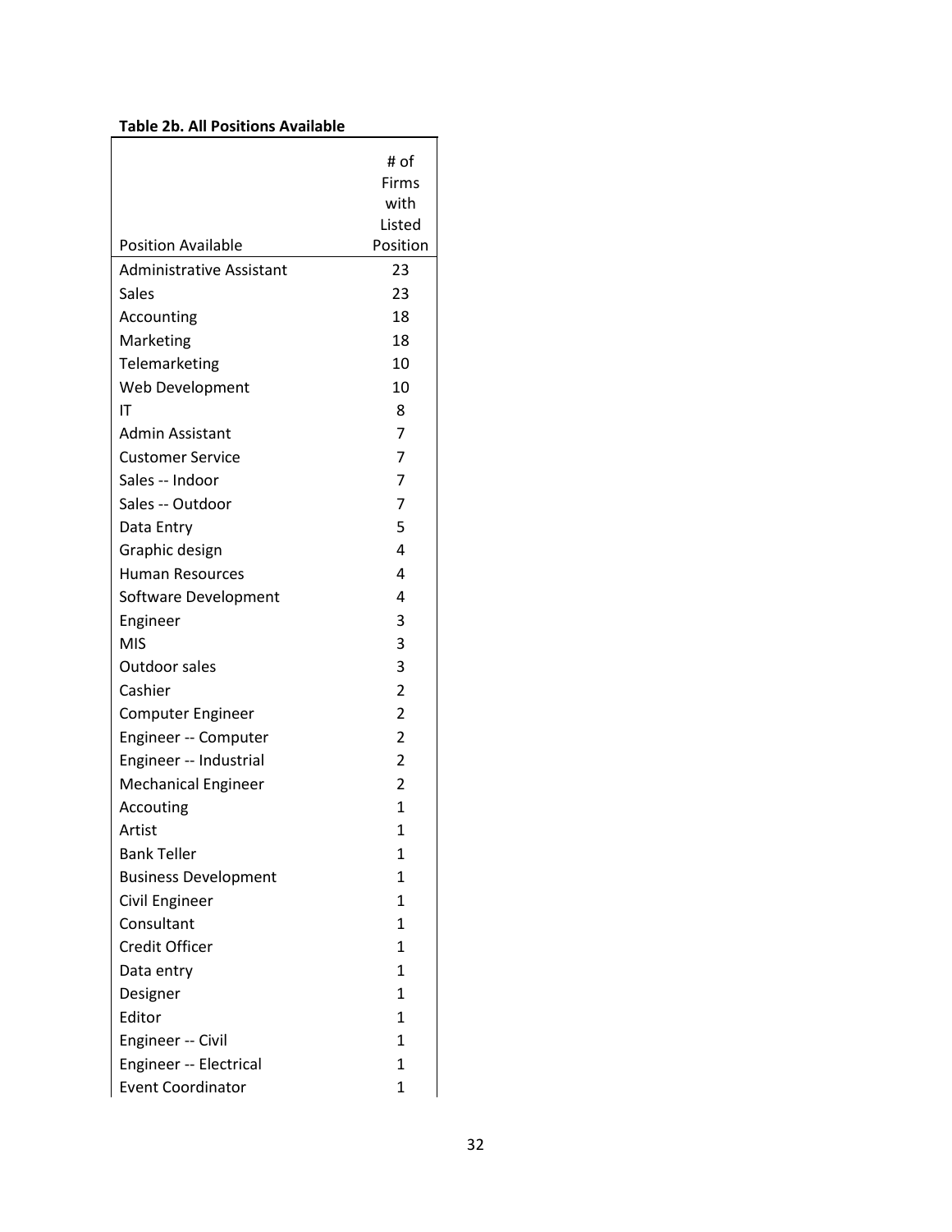**Table 2b. All Positions Available**

| Position Available | # of Firms with Listed Position |
|---|---|
| Administrative Assistant | 23 |
| Sales | 23 |
| Accounting | 18 |
| Marketing | 18 |
| Telemarketing | 10 |
| Web Development | 10 |
| IT | 8 |
| Admin Assistant | 7 |
| Customer Service | 7 |
| Sales -- Indoor | 7 |
| Sales -- Outdoor | 7 |
| Data Entry | 5 |
| Graphic design | 4 |
| Human Resources | 4 |
| Software Development | 4 |
| Engineer | 3 |
| MIS | 3 |
| Outdoor sales | 3 |
| Cashier | 2 |
| Computer Engineer | 2 |
| Engineer -- Computer | 2 |
| Engineer -- Industrial | 2 |
| Mechanical Engineer | 2 |
| Accouting | 1 |
| Artist | 1 |
| Bank Teller | 1 |
| Business Development | 1 |
| Civil Engineer | 1 |
| Consultant | 1 |
| Credit Officer | 1 |
| Data entry | 1 |
| Designer | 1 |
| Editor | 1 |
| Engineer -- Civil | 1 |
| Engineer -- Electrical | 1 |
| Event Coordinator | 1 |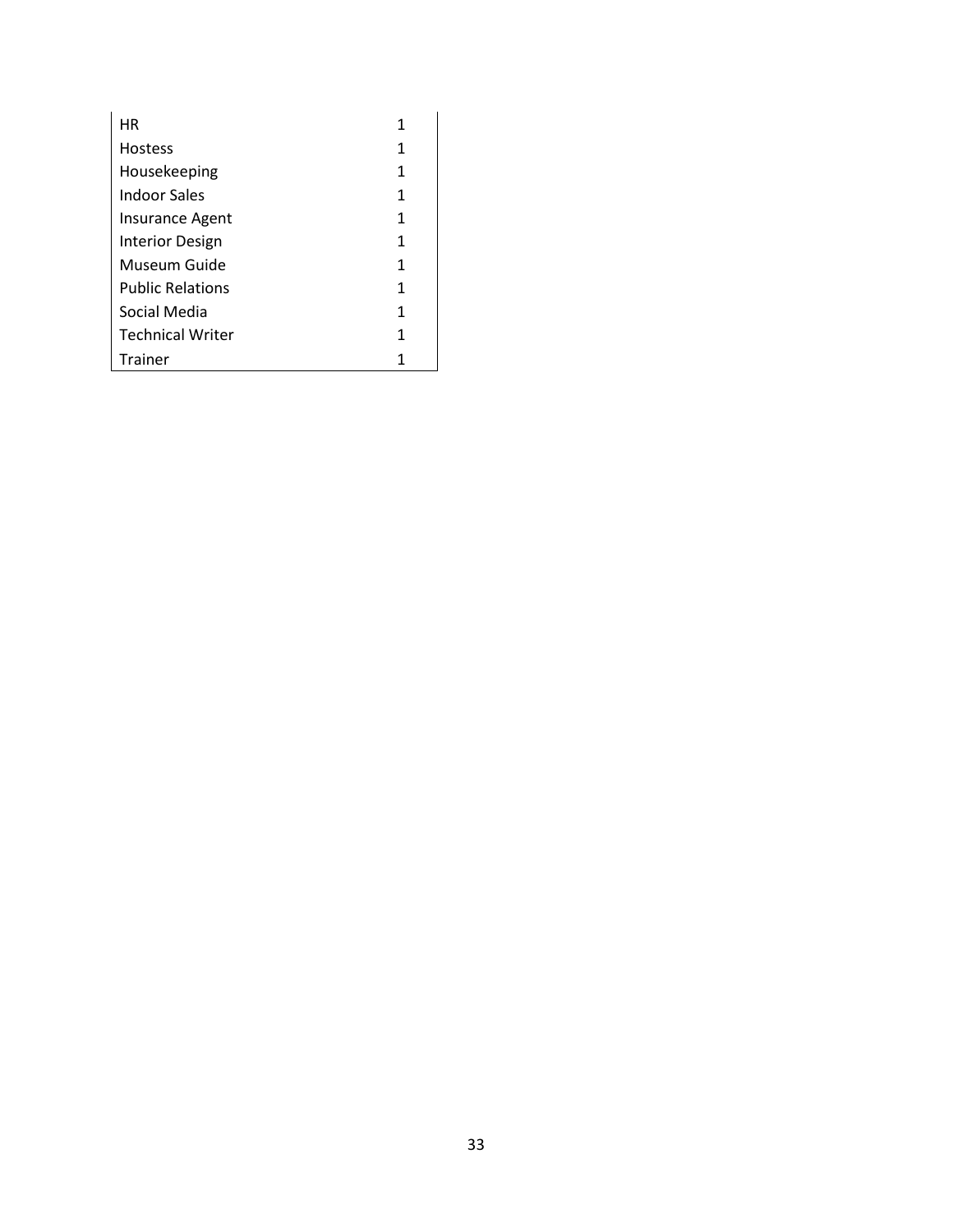| | |
|---|---|
| HR | 1 |
| Hostess | 1 |
| Housekeeping | 1 |
| Indoor Sales | 1 |
| Insurance Agent | 1 |
| Interior Design | 1 |
| Museum Guide | 1 |
| Public Relations | 1 |
| Social Media | 1 |
| Technical Writer | 1 |
| Trainer | 1 |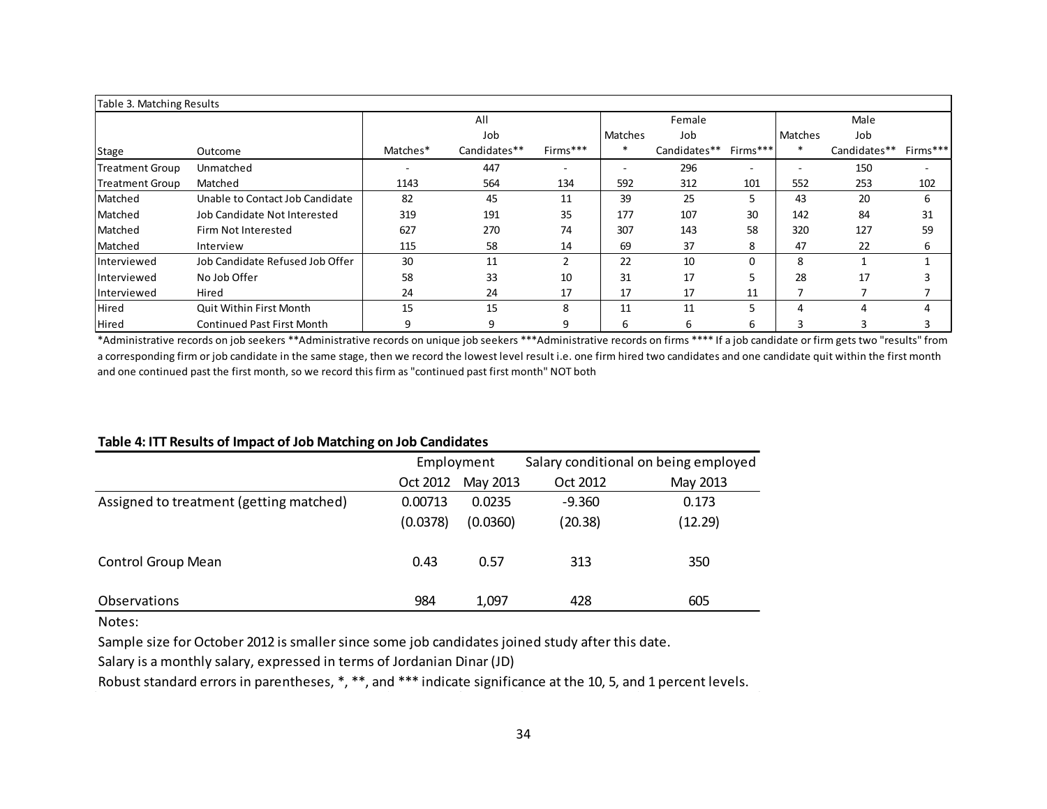Table 3. Matching Results

| Stage | Outcome | All | | | Female | | | Male | | |
|---|---|---|---|---|---|---|---|---|---|---|
| | | Matches* | Job Candidates** | Firms*** | Matches * | Job Candidates** | Firms*** | Matches * | Job Candidates** | Firms*** |
| Treatment Group | Unmatched | - | 447 | - | - | 296 | - | - | 150 | - |
| Treatment Group | Matched | 1143 | 564 | 134 | 592 | 312 | 101 | 552 | 253 | 102 |
| Matched | Unable to Contact Job Candidate | 82 | 45 | 11 | 39 | 25 | 5 | 43 | 20 | 6 |
| Matched | Job Candidate Not Interested | 319 | 191 | 35 | 177 | 107 | 30 | 142 | 84 | 31 |
| Matched | Firm Not Interested | 627 | 270 | 74 | 307 | 143 | 58 | 320 | 127 | 59 |
| Matched | Interview | 115 | 58 | 14 | 69 | 37 | 8 | 47 | 22 | 6 |
| Interviewed | Job Candidate Refused Job Offer | 30 | 11 | 2 | 22 | 10 | 0 | 8 | 1 | 1 |
| Interviewed | No Job Offer | 58 | 33 | 10 | 31 | 17 | 5 | 28 | 17 | 3 |
| Interviewed | Hired | 24 | 24 | 17 | 17 | 17 | 11 | 7 | 7 | 7 |
| Hired | Quit Within First Month | 15 | 15 | 8 | 11 | 11 | 5 | 4 | 4 | 4 |
| Hired | Continued Past First Month | 9 | 9 | 9 | 6 | 6 | 6 | 3 | 3 | 3 |

*Administrative records on job seekers **Administrative records on unique job seekers ***Administrative records on firms **** If a job candidate or firm gets two "results" from a corresponding firm or job candidate in the same stage, then we record the lowest level result i.e. one firm hired two candidates and one candidate quit within the first month and one continued past the first month, so we record this firm as "continued past first month" NOT both

**Table 4: ITT Results of Impact of Job Matching on Job Candidates**

| | Employment | | Salary conditional on being employed | |
|---|---|---|---|---|
| | Oct 2012 | May 2013 | Oct 2012 | May 2013 |
| Assigned to treatment (getting matched) | 0.00713 | 0.0235 | -9.360 | 0.173 |
| | (0.0378) | (0.0360) | (20.38) | (12.29) |
| Control Group Mean | 0.43 | 0.57 | 313 | 350 |
| Observations | 984 | 1,097 | 428 | 605 |

Notes:

Sample size for October 2012 is smaller since some job candidates joined study after this date.

Salary is a monthly salary, expressed in terms of Jordanian Dinar (JD)

Robust standard errors in parentheses, *, **, and *** indicate significance at the 10, 5, and 1 percent levels.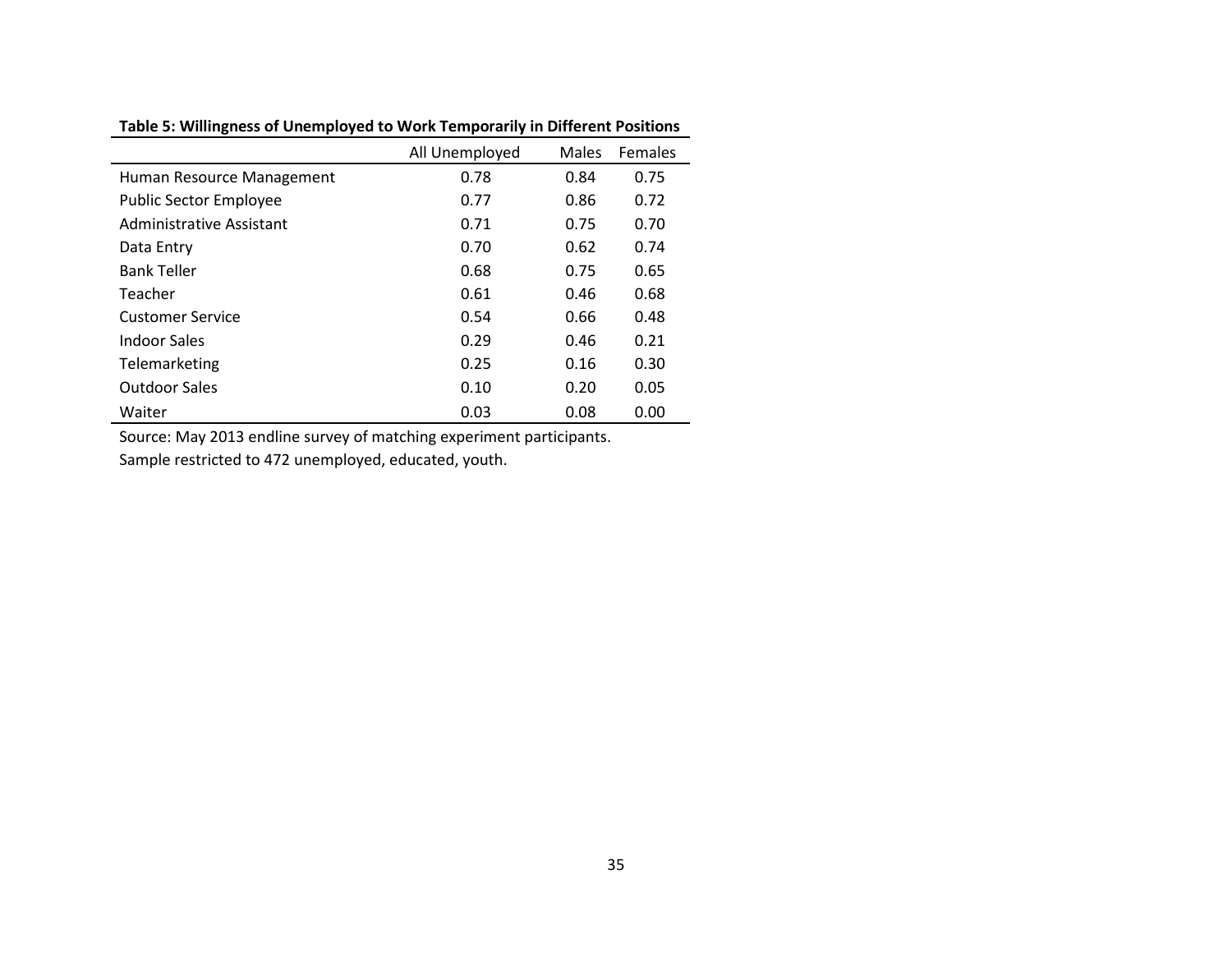**Table 5: Willingness of Unemployed to Work Temporarily in Different Positions**

| | All Unemployed | Males | Females |
|---|---|---|---|
| Human Resource Management | 0.78 | 0.84 | 0.75 |
| Public Sector Employee | 0.77 | 0.86 | 0.72 |
| Administrative Assistant | 0.71 | 0.75 | 0.70 |
| Data Entry | 0.70 | 0.62 | 0.74 |
| Bank Teller | 0.68 | 0.75 | 0.65 |
| Teacher | 0.61 | 0.46 | 0.68 |
| Customer Service | 0.54 | 0.66 | 0.48 |
| Indoor Sales | 0.29 | 0.46 | 0.21 |
| Telemarketing | 0.25 | 0.16 | 0.30 |
| Outdoor Sales | 0.10 | 0.20 | 0.05 |
| Waiter | 0.03 | 0.08 | 0.00 |

Source: May 2013 endline survey of matching experiment participants.

Sample restricted to 472 unemployed, educated, youth.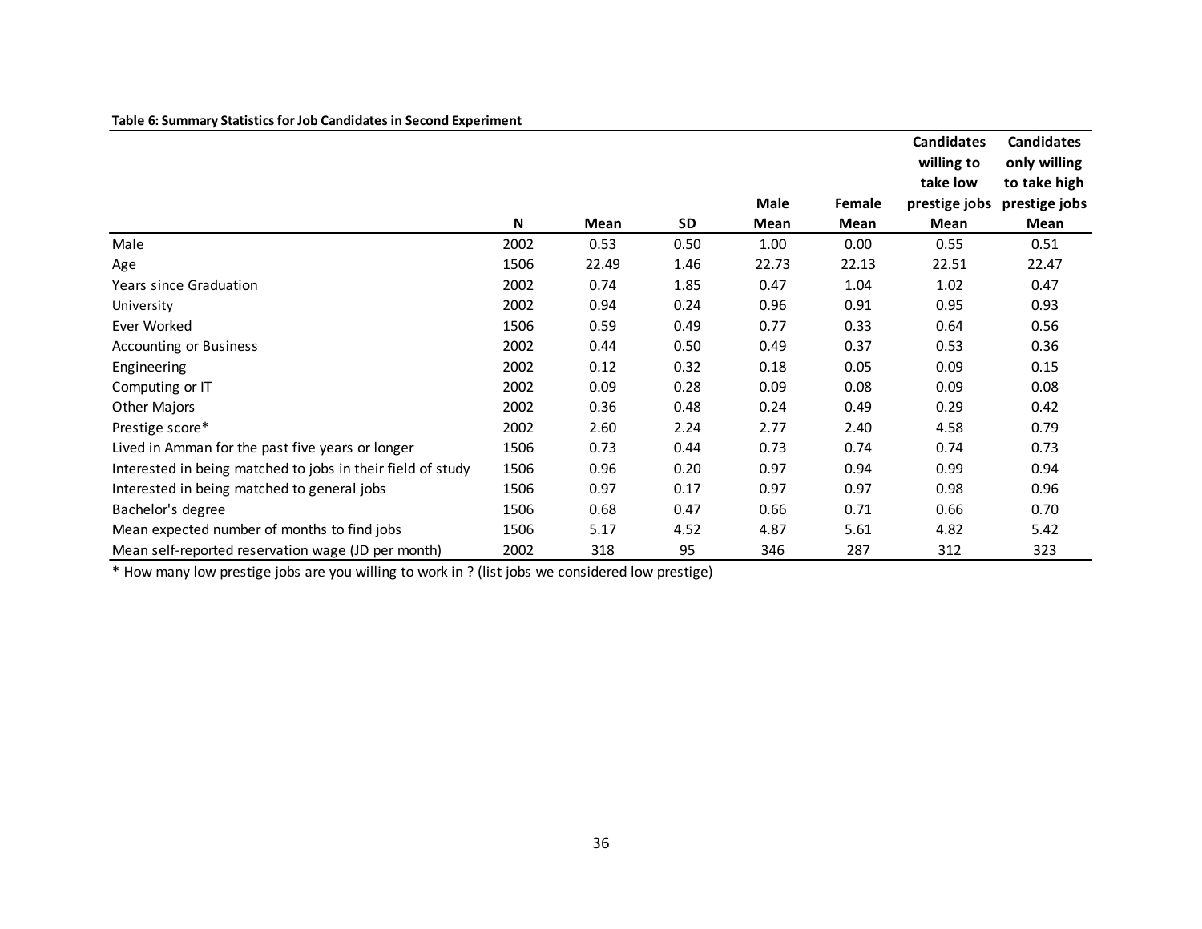**Table 6: Summary Statistics for Job Candidates in Second Experiment**

| | N | Mean | SD | Male Mean | Female Mean | Candidates willing to take low prestige jobs Mean | Candidates only willing to take high prestige jobs Mean |
|---|---|---|---|---|---|---|---|
| Male | 2002 | 0.53 | 0.50 | 1.00 | 0.00 | 0.55 | 0.51 |
| Age | 1506 | 22.49 | 1.46 | 22.73 | 22.13 | 22.51 | 22.47 |
| Years since Graduation | 2002 | 0.74 | 1.85 | 0.47 | 1.04 | 1.02 | 0.47 |
| University | 2002 | 0.94 | 0.24 | 0.96 | 0.91 | 0.95 | 0.93 |
| Ever Worked | 1506 | 0.59 | 0.49 | 0.77 | 0.33 | 0.64 | 0.56 |
| Accounting or Business | 2002 | 0.44 | 0.50 | 0.49 | 0.37 | 0.53 | 0.36 |
| Engineering | 2002 | 0.12 | 0.32 | 0.18 | 0.05 | 0.09 | 0.15 |
| Computing or IT | 2002 | 0.09 | 0.28 | 0.09 | 0.08 | 0.09 | 0.08 |
| Other Majors | 2002 | 0.36 | 0.48 | 0.24 | 0.49 | 0.29 | 0.42 |
| Prestige score* | 2002 | 2.60 | 2.24 | 2.77 | 2.40 | 4.58 | 0.79 |
| Lived in Amman for the past five years or longer | 1506 | 0.73 | 0.44 | 0.73 | 0.74 | 0.74 | 0.73 |
| Interested in being matched to jobs in their field of study | 1506 | 0.96 | 0.20 | 0.97 | 0.94 | 0.99 | 0.94 |
| Interested in being matched to general jobs | 1506 | 0.97 | 0.17 | 0.97 | 0.97 | 0.98 | 0.96 |
| Bachelor's degree | 1506 | 0.68 | 0.47 | 0.66 | 0.71 | 0.66 | 0.70 |
| Mean expected number of months to find jobs | 1506 | 5.17 | 4.52 | 4.87 | 5.61 | 4.82 | 5.42 |
| Mean self-reported reservation wage (JD per month) | 2002 | 318 | 95 | 346 | 287 | 312 | 323 |

* How many low prestige jobs are you willing to work in ? (list jobs we considered low prestige)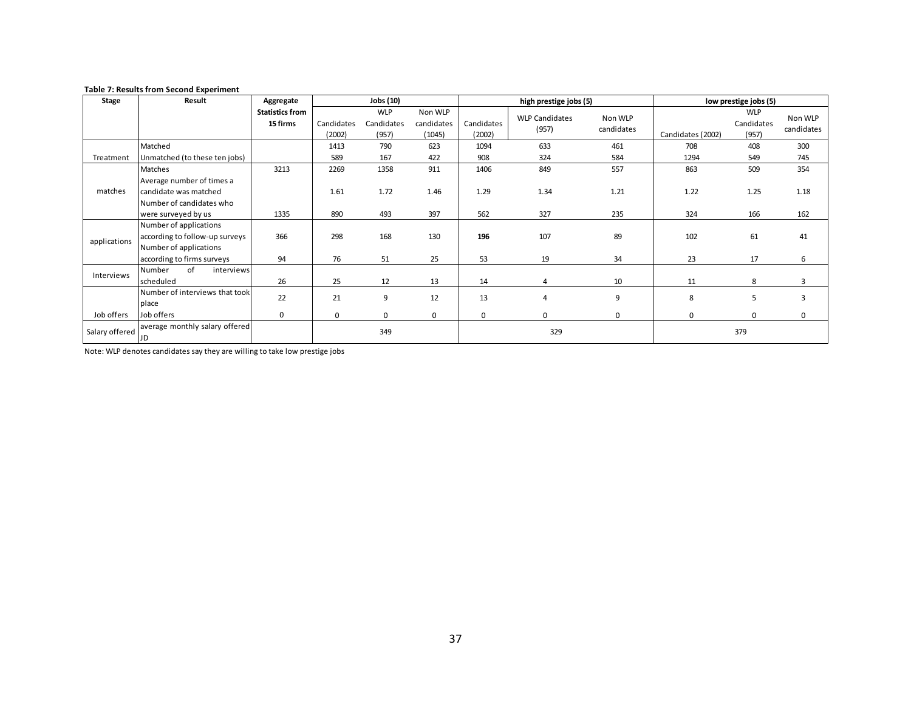**Table 7: Results from Second Experiment**

| Stage | Result | Aggregate Statistics from 15 firms | Jobs (10) | | | high prestige jobs (5) | | | low prestige jobs (5) | | |
|---|---|---|---|---|---|---|---|---|---|---|---|
| | | | Candidates (2002) | WLP Candidates (957) | Non WLP candidates (1045) | Candidates (2002) | WLP Candidates (957) | Non WLP candidates | Candidates (2002) | WLP Candidates (957) | Non WLP candidates |
| Treatment | Matched | | 1413 | 790 | 623 | 1094 | 633 | 461 | 708 | 408 | 300 |
| | Unmatched (to these ten jobs) | | 589 | 167 | 422 | 908 | 324 | 584 | 1294 | 549 | 745 |
| matches | Matches | 3213 | 2269 | 1358 | 911 | 1406 | 849 | 557 | 863 | 509 | 354 |
| | Average number of times a candidate was matched | | 1.61 | 1.72 | 1.46 | 1.29 | 1.34 | 1.21 | 1.22 | 1.25 | 1.18 |
| | Number of candidates who were surveyed by us | 1335 | 890 | 493 | 397 | 562 | 327 | 235 | 324 | 166 | 162 |
| applications | Number of applications according to follow-up surveys | 366 | 298 | 168 | 130 | **196** | 107 | 89 | 102 | 61 | 41 |
| | Number of applications according to firms surveys | 94 | 76 | 51 | 25 | 53 | 19 | 34 | 23 | 17 | 6 |
| Interviews | Number of interviews scheduled | 26 | 25 | 12 | 13 | 14 | 4 | 10 | 11 | 8 | 3 |
| | Number of interviews that took place | 22 | 21 | 9 | 12 | 13 | 4 | 9 | 8 | 5 | 3 |
| Job offers | Job offers | 0 | 0 | 0 | 0 | 0 | 0 | 0 | 0 | 0 | 0 |
| Salary offered | average monthly salary offered JD | | 349 | | | 329 | | | 379 | | |

Note: WLP denotes candidates say they are willing to take low prestige jobs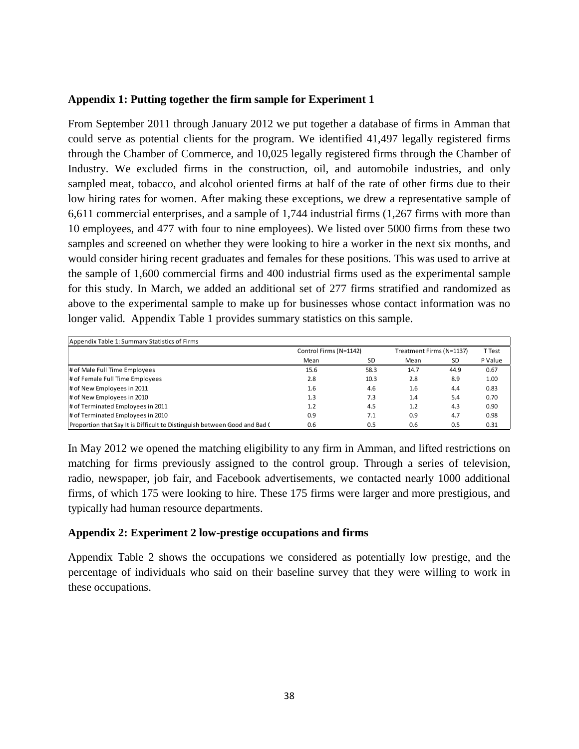**Appendix 1: Putting together the firm sample for Experiment 1**

From September 2011 through January 2012 we put together a database of firms in Amman that could serve as potential clients for the program. We identified 41,497 legally registered firms through the Chamber of Commerce, and 10,025 legally registered firms through the Chamber of Industry. We excluded firms in the construction, oil, and automobile industries, and only sampled meat, tobacco, and alcohol oriented firms at half of the rate of other firms due to their low hiring rates for women. After making these exceptions, we drew a representative sample of 6,611 commercial enterprises, and a sample of 1,744 industrial firms (1,267 firms with more than 10 employees, and 477 with four to nine employees). We listed over 5000 firms from these two samples and screened on whether they were looking to hire a worker in the next six months, and would consider hiring recent graduates and females for these positions. This was used to arrive at the sample of 1,600 commercial firms and 400 industrial firms used as the experimental sample for this study. In March, we added an additional set of 277 firms stratified and randomized as above to the experimental sample to make up for businesses whose contact information was no longer valid. Appendix Table 1 provides summary statistics on this sample.

Appendix Table 1: Summary Statistics of Firms

| | Control Firms (N=1142) | | Treatment Firms (N=1137) | | T Test |
|---|---|---|---|---|---|
| | Mean | SD | Mean | SD | P Value |
| # of Male Full Time Employees | 15.6 | 58.3 | 14.7 | 44.9 | 0.67 |
| # of Female Full Time Employees | 2.8 | 10.3 | 2.8 | 8.9 | 1.00 |
| # of New Employees in 2011 | 1.6 | 4.6 | 1.6 | 4.4 | 0.83 |
| # of New Employees in 2010 | 1.3 | 7.3 | 1.4 | 5.4 | 0.70 |
| # of Terminated Employees in 2011 | 1.2 | 4.5 | 1.2 | 4.3 | 0.90 |
| # of Terminated Employees in 2010 | 0.9 | 7.1 | 0.9 | 4.7 | 0.98 |
| Proportion that Say It is Difficult to Distinguish between Good and Bad ( | 0.6 | 0.5 | 0.6 | 0.5 | 0.31 |

In May 2012 we opened the matching eligibility to any firm in Amman, and lifted restrictions on matching for firms previously assigned to the control group. Through a series of television, radio, newspaper, job fair, and Facebook advertisements, we contacted nearly 1000 additional firms, of which 175 were looking to hire. These 175 firms were larger and more prestigious, and typically had human resource departments.

**Appendix 2: Experiment 2 low-prestige occupations and firms**

Appendix Table 2 shows the occupations we considered as potentially low prestige, and the percentage of individuals who said on their baseline survey that they were willing to work in these occupations.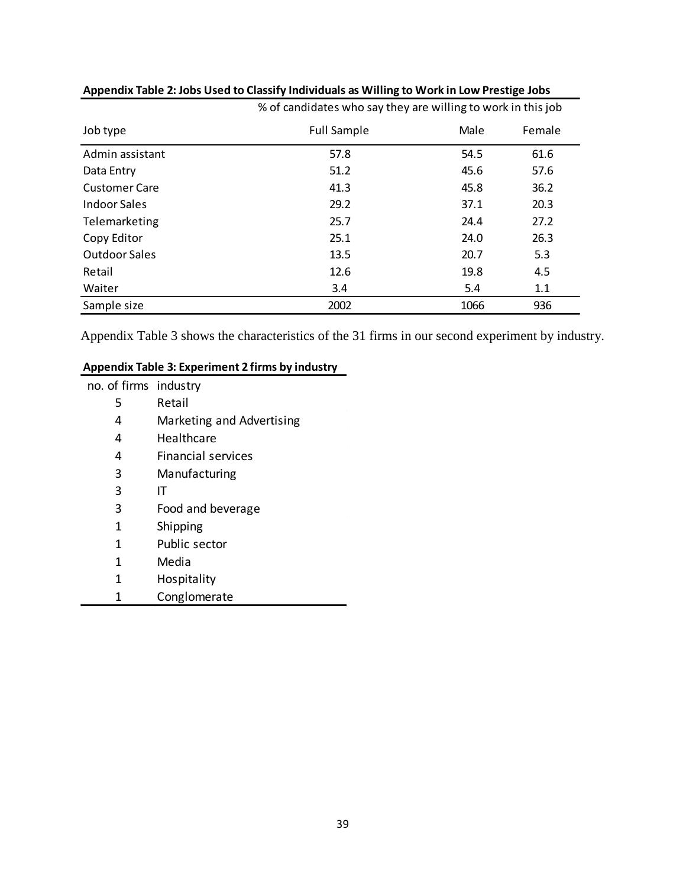**Appendix Table 2: Jobs Used to Classify Individuals as Willing to Work in Low Prestige Jobs**

| | % of candidates who say they are willing to work in this job | | |
|---|---|---|---|
| Job type | Full Sample | Male | Female |
| Admin assistant | 57.8 | 54.5 | 61.6 |
| Data Entry | 51.2 | 45.6 | 57.6 |
| Customer Care | 41.3 | 45.8 | 36.2 |
| Indoor Sales | 29.2 | 37.1 | 20.3 |
| Telemarketing | 25.7 | 24.4 | 27.2 |
| Copy Editor | 25.1 | 24.0 | 26.3 |
| Outdoor Sales | 13.5 | 20.7 | 5.3 |
| Retail | 12.6 | 19.8 | 4.5 |
| Waiter | 3.4 | 5.4 | 1.1 |
| Sample size | 2002 | 1066 | 936 |

Appendix Table 3 shows the characteristics of the 31 firms in our second experiment by industry.

**Appendix Table 3: Experiment 2 firms by industry**

| no. of firms | industry |
|---|---|
| 5 | Retail |
| 4 | Marketing and Advertising |
| 4 | Healthcare |
| 4 | Financial services |
| 3 | Manufacturing |
| 3 | IT |
| 3 | Food and beverage |
| 1 | Shipping |
| 1 | Public sector |
| 1 | Media |
| 1 | Hospitality |
| 1 | Conglomerate |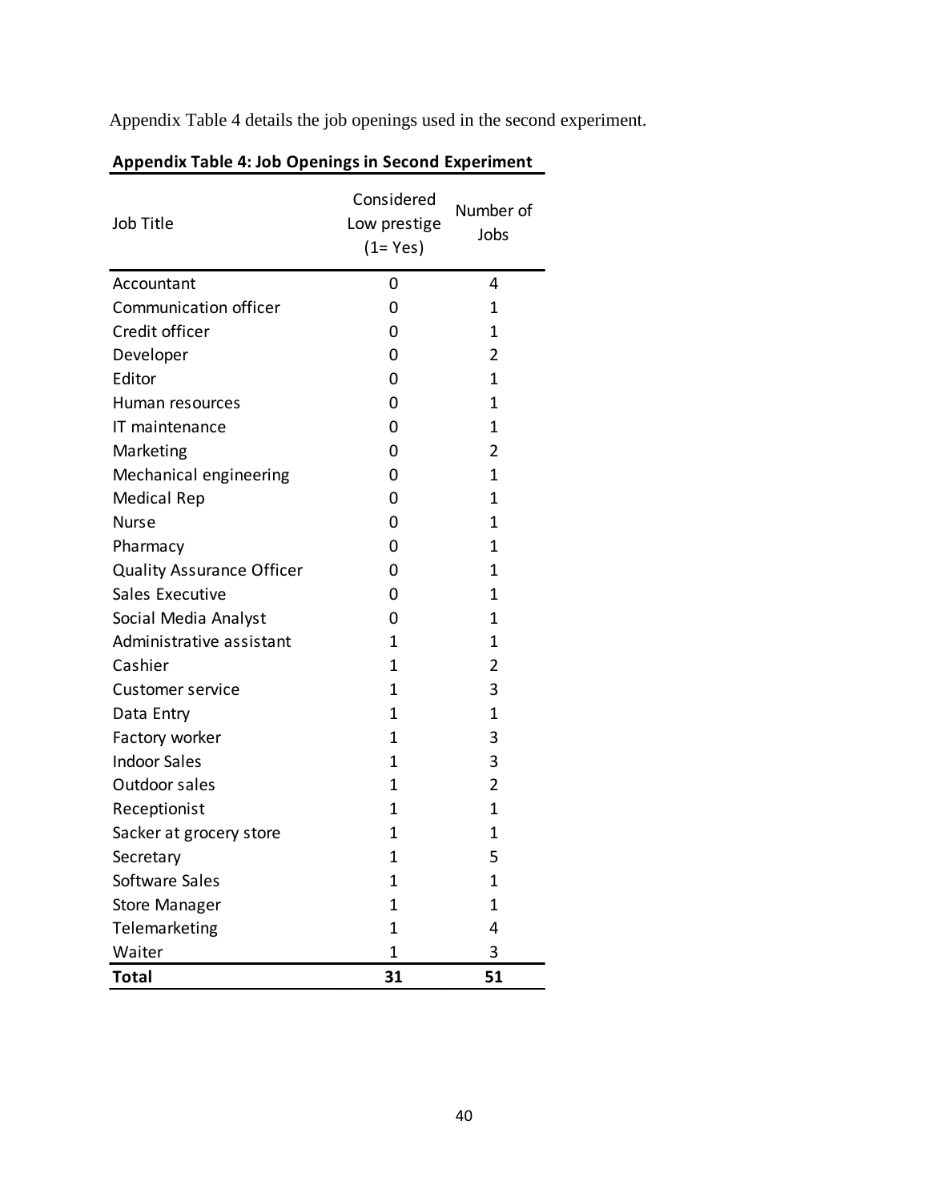Appendix Table 4 details the job openings used in the second experiment.

**Appendix Table 4: Job Openings in Second Experiment**

| Job Title | Considered Low prestige (1= Yes) | Number of Jobs |
|---|---|---|
| Accountant | 0 | 4 |
| Communication officer | 0 | 1 |
| Credit officer | 0 | 1 |
| Developer | 0 | 2 |
| Editor | 0 | 1 |
| Human resources | 0 | 1 |
| IT maintenance | 0 | 1 |
| Marketing | 0 | 2 |
| Mechanical engineering | 0 | 1 |
| Medical Rep | 0 | 1 |
| Nurse | 0 | 1 |
| Pharmacy | 0 | 1 |
| Quality Assurance Officer | 0 | 1 |
| Sales Executive | 0 | 1 |
| Social Media Analyst | 0 | 1 |
| Administrative assistant | 1 | 1 |
| Cashier | 1 | 2 |
| Customer service | 1 | 3 |
| Data Entry | 1 | 1 |
| Factory worker | 1 | 3 |
| Indoor Sales | 1 | 3 |
| Outdoor sales | 1 | 2 |
| Receptionist | 1 | 1 |
| Sacker at grocery store | 1 | 1 |
| Secretary | 1 | 5 |
| Software Sales | 1 | 1 |
| Store Manager | 1 | 1 |
| Telemarketing | 1 | 4 |
| Waiter | 1 | 3 |
| **Total** | **31** | **51** |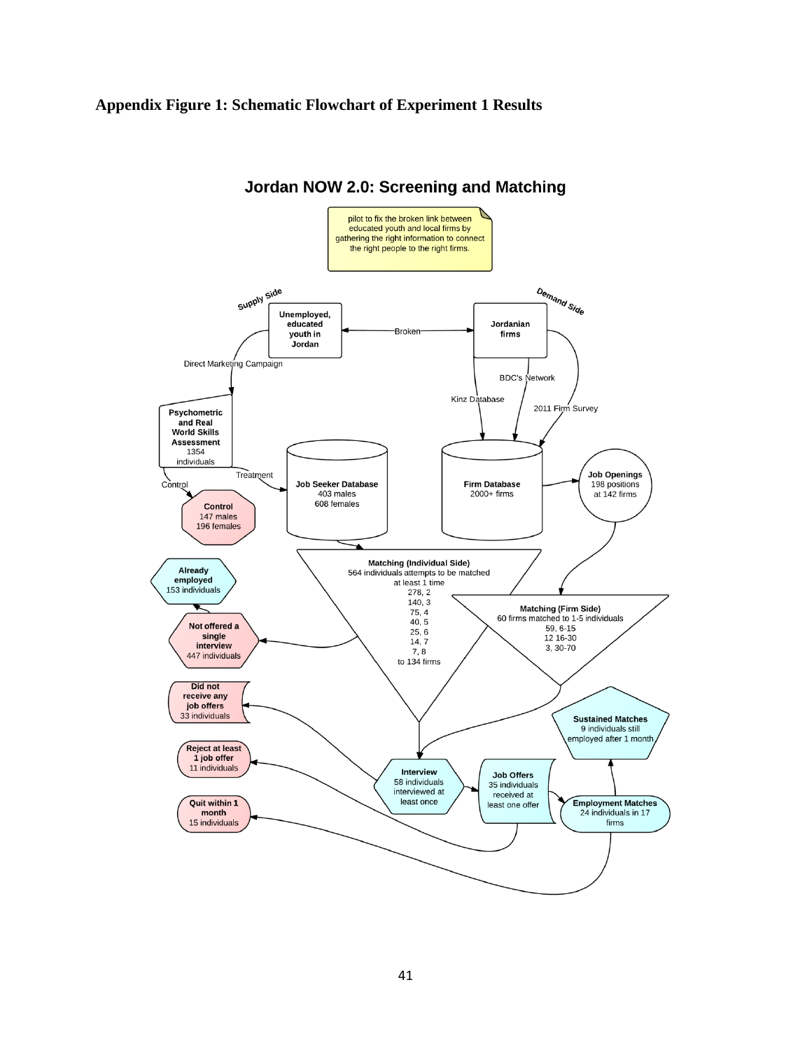# Appendix Figure 1: Schematic Flowchart of Experiment 1 Results

Jordan NOW 2.0: Screening and Matching

pilot to fix the broken link between educated youth and local firms by gathering the right information to connect the right people to the right firms.

Supply Side

Demand Side

Unemployed, educated youth in Jordan

Broken

Jordanian firms

Direct Marketing Campaign

BDC's Network

Kinz Database

2011 Firm Survey

Psychometric and Real World Skills Assessment
1354 individuals

Control

Treatment

Control
147 males
196 females

Job Seeker Database
403 males
608 females

Firm Database
2000+ firms

Job Openings
198 positions
at 142 firms

Matching (Individual Side)
564 individuals attempts to be matched at least 1 time
278, 2
140, 3
75, 4
40, 5
25, 6
14, 7
7, 8
to 134 firms

Matching (Firm Side)
60 firms matched to 1-5 individuals
59, 6-15
12 16-30
3, 30-70

Already employed
153 individuals

Not offered a single interview
447 individuals

Did not receive any job offers
33 individuals

Reject at least 1 job offer
11 individuals

Quit within 1 month
15 individuals

Interview
58 individuals interviewed at least once

Job Offers
35 individuals received at least one offer

Employment Matches
24 individuals in 17 firms

Sustained Matches
9 individuals still employed after 1 month